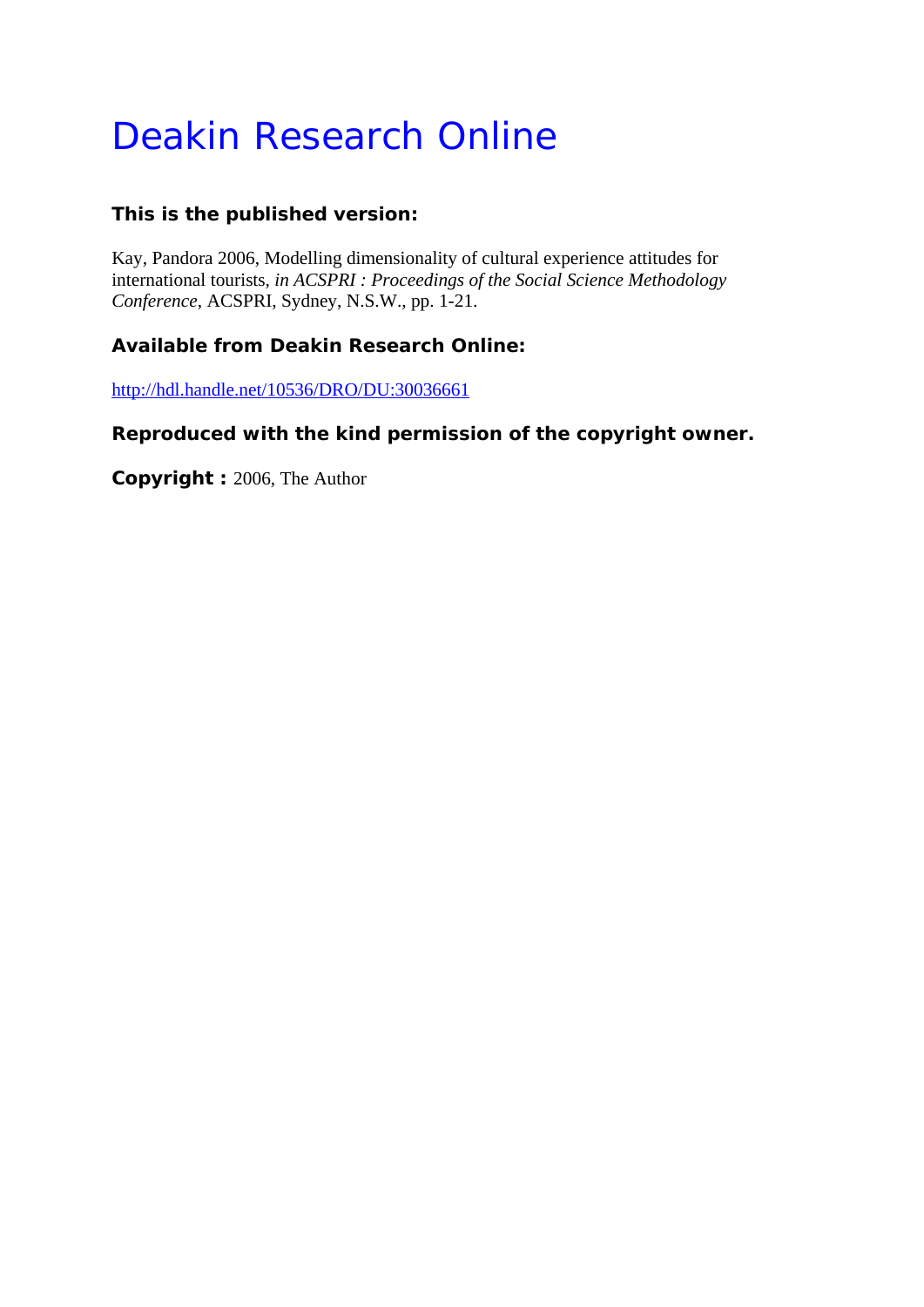# Deakin Research Online

### This is the published version:

Kay, Pandora 2006, Modelling dimensionality of cultural experience attitudes for international tourists, *in ACSPRI : Proceedings of the Social Science Methodology Conference*, ACSPRI, Sydney, N.S.W., pp. 1-21.

### Available from Deakin Research Online:

http://hdl.handle.net/10536/DRO/DU:30036661

### Reproduced with the kind permission of the copyright owner.

**Copyright :** 2006, The Author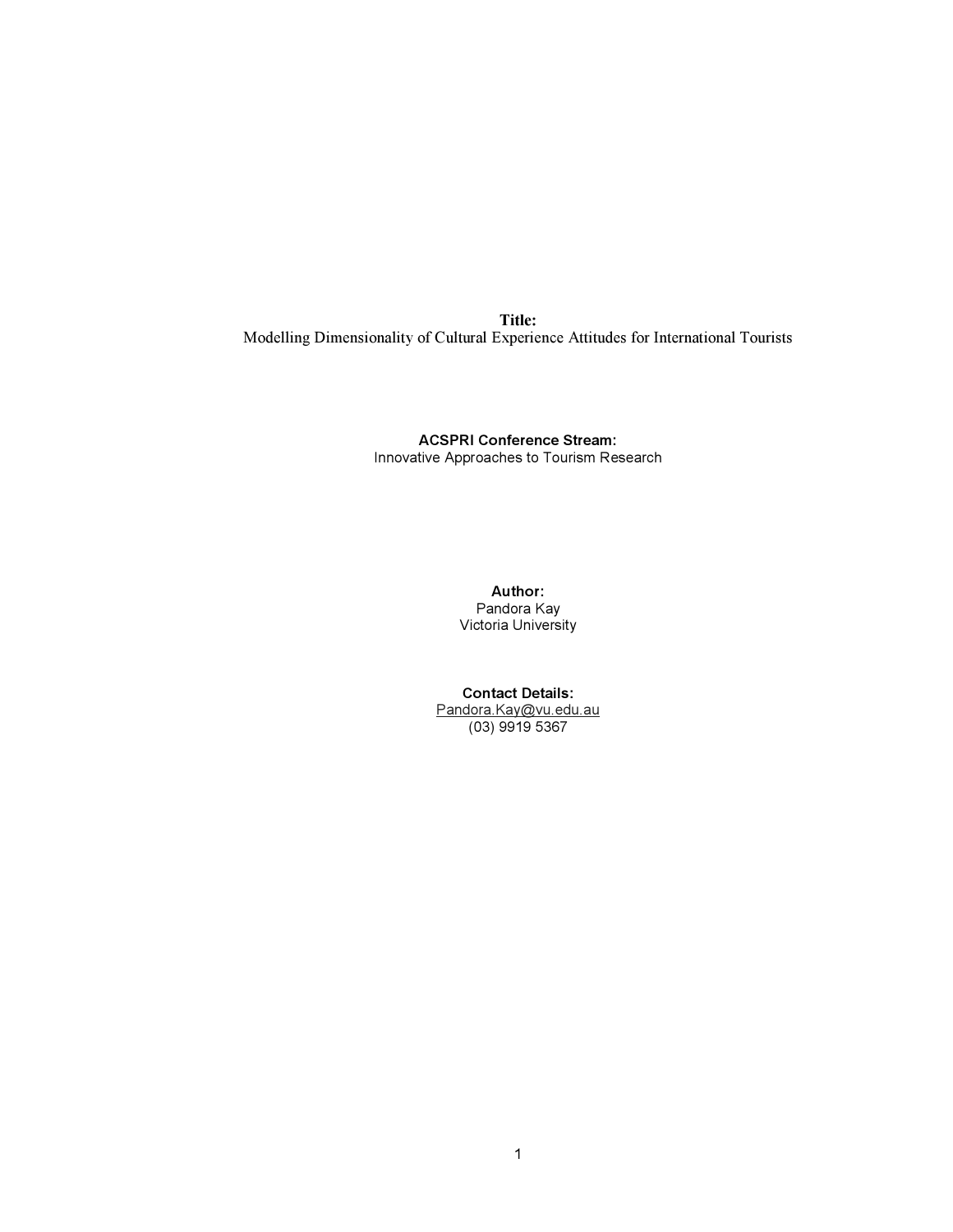**Title:**

Modelling Dimensionality of Cultural Experience Attitudes for International Tourists

**ACSPRI Conference Stream:**

Innovative Approaches to Tourism Research

**Author:**

Pandora Kay

Victoria University

**Contact Details:**

Pandora.Kay@vu.edu.au

(03) 9919 5367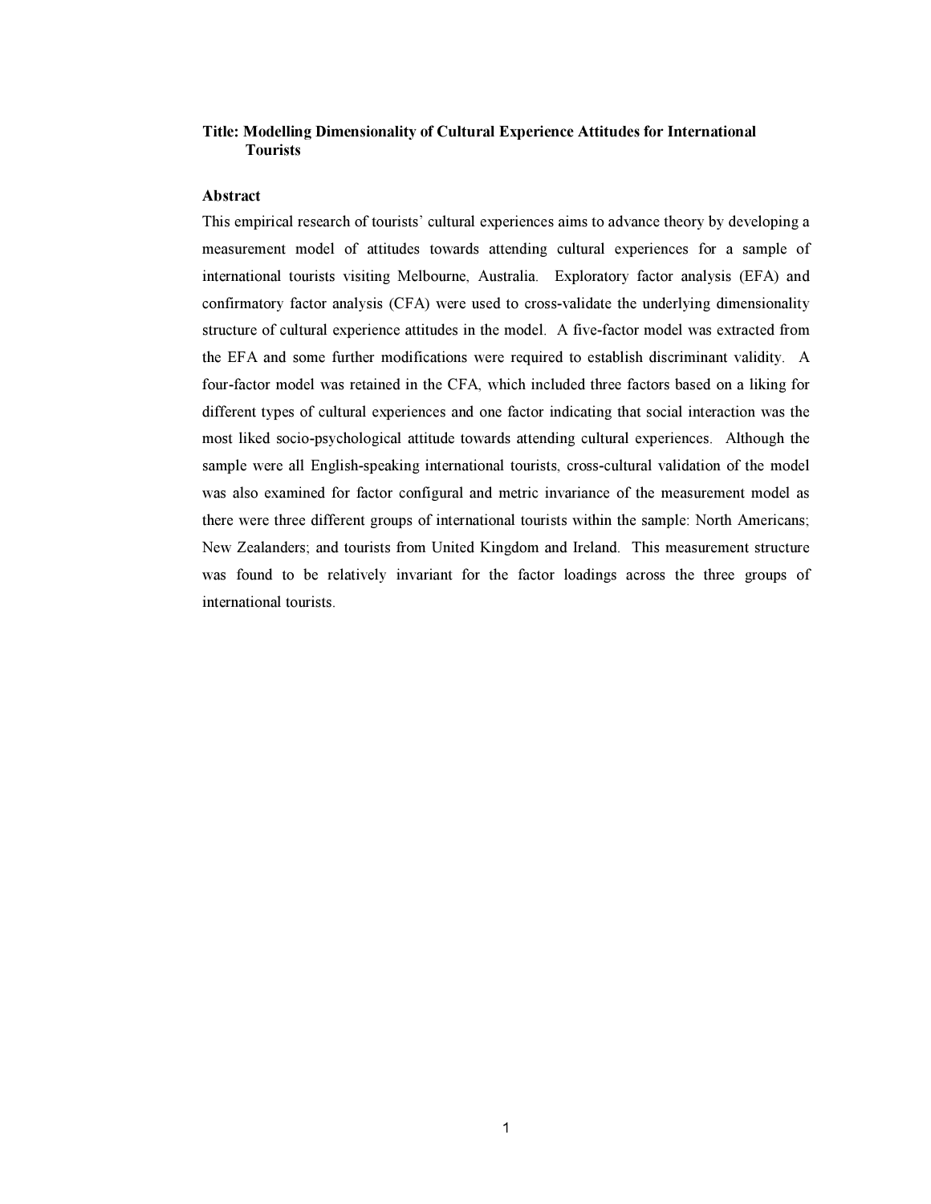**Title: Modelling Dimensionality of Cultural Experience Attitudes for International Tourists**

## Abstract

This empirical research of tourists' cultural experiences aims to advance theory by developing a measurement model of attitudes towards attending cultural experiences for a sample of international tourists visiting Melbourne, Australia. Exploratory factor analysis (EFA) and confirmatory factor analysis (CFA) were used to cross-validate the underlying dimensionality structure of cultural experience attitudes in the model. A five-factor model was extracted from the EFA and some further modifications were required to establish discriminant validity. A four-factor model was retained in the CFA, which included three factors based on a liking for different types of cultural experiences and one factor indicating that social interaction was the most liked socio-psychological attitude towards attending cultural experiences. Although the sample were all English-speaking international tourists, cross-cultural validation of the model was also examined for factor configural and metric invariance of the measurement model as there were three different groups of international tourists within the sample: North Americans; New Zealanders; and tourists from United Kingdom and Ireland. This measurement structure was found to be relatively invariant for the factor loadings across the three groups of international tourists.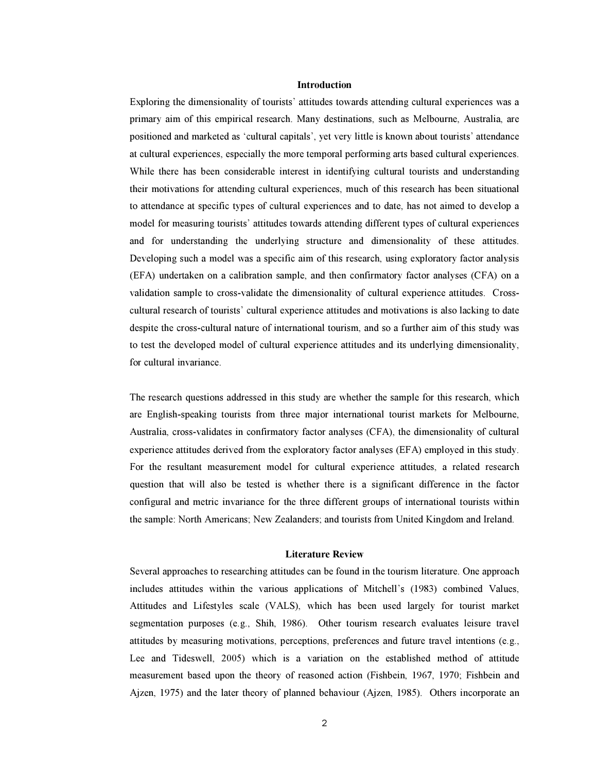## Introduction

Exploring the dimensionality of tourists' attitudes towards attending cultural experiences was a primary aim of this empirical research. Many destinations, such as Melbourne, Australia, are positioned and marketed as 'cultural capitals', yet very little is known about tourists' attendance at cultural experiences, especially the more temporal performing arts based cultural experiences. While there has been considerable interest in identifying cultural tourists and understanding their motivations for attending cultural experiences, much of this research has been situational to attendance at specific types of cultural experiences and to date, has not aimed to develop a model for measuring tourists' attitudes towards attending different types of cultural experiences and for understanding the underlying structure and dimensionality of these attitudes. Developing such a model was a specific aim of this research, using exploratory factor analysis (EFA) undertaken on a calibration sample, and then confirmatory factor analyses (CFA) on a validation sample to cross-validate the dimensionality of cultural experience attitudes. Cross-cultural research of tourists' cultural experience attitudes and motivations is also lacking to date despite the cross-cultural nature of international tourism, and so a further aim of this study was to test the developed model of cultural experience attitudes and its underlying dimensionality, for cultural invariance.

The research questions addressed in this study are whether the sample for this research, which are English-speaking tourists from three major international tourist markets for Melbourne, Australia, cross-validates in confirmatory factor analyses (CFA), the dimensionality of cultural experience attitudes derived from the exploratory factor analyses (EFA) employed in this study. For the resultant measurement model for cultural experience attitudes, a related research question that will also be tested is whether there is a significant difference in the factor configural and metric invariance for the three different groups of international tourists within the sample: North Americans; New Zealanders; and tourists from United Kingdom and Ireland.

## Literature Review

Several approaches to researching attitudes can be found in the tourism literature. One approach includes attitudes within the various applications of Mitchell's (1983) combined Values, Attitudes and Lifestyles scale (VALS), which has been used largely for tourist market segmentation purposes (e.g., Shih, 1986). Other tourism research evaluates leisure travel attitudes by measuring motivations, perceptions, preferences and future travel intentions (e.g., Lee and Tideswell, 2005) which is a variation on the established method of attitude measurement based upon the theory of reasoned action (Fishbein, 1967, 1970; Fishbein and Ajzen, 1975) and the later theory of planned behaviour (Ajzen, 1985). Others incorporate an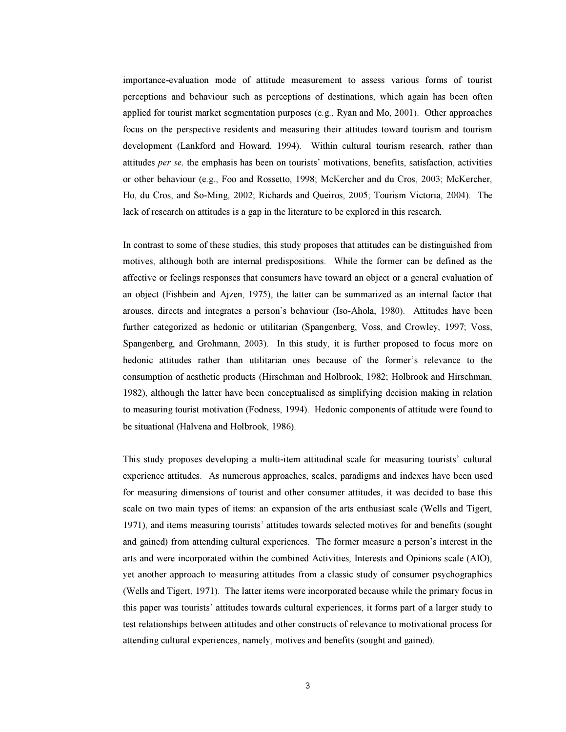importance-evaluation mode of attitude measurement to assess various forms of tourist perceptions and behaviour such as perceptions of destinations, which again has been often applied for tourist market segmentation purposes (e.g., Ryan and Mo, 2001). Other approaches focus on the perspective residents and measuring their attitudes toward tourism and tourism development (Lankford and Howard, 1994). Within cultural tourism research, rather than attitudes *per se,* the emphasis has been on tourists' motivations, benefits, satisfaction, activities or other behaviour (e.g., Foo and Rossetto, 1998; McKercher and du Cros, 2003; McKercher, Ho, du Cros, and So-Ming, 2002; Richards and Queiros, 2005; Tourism Victoria, 2004). The lack of research on attitudes is a gap in the literature to be explored in this research.

In contrast to some of these studies, this study proposes that attitudes can be distinguished from motives, although both are internal predispositions. While the former can be defined as the affective or feelings responses that consumers have toward an object or a general evaluation of an object (Fishbein and Ajzen, 1975), the latter can be summarized as an internal factor that arouses, directs and integrates a person's behaviour (Iso-Ahola, 1980). Attitudes have been further categorized as hedonic or utilitarian (Spangenberg, Voss, and Crowley, 1997; Voss, Spangenberg, and Grohmann, 2003). In this study, it is further proposed to focus more on hedonic attitudes rather than utilitarian ones because of the former's relevance to the consumption of aesthetic products (Hirschman and Holbrook, 1982; Holbrook and Hirschman, 1982), although the latter have been conceptualised as simplifying decision making in relation to measuring tourist motivation (Fodness, 1994). Hedonic components of attitude were found to be situational (Halvena and Holbrook, 1986).

This study proposes developing a multi-item attitudinal scale for measuring tourists' cultural experience attitudes. As numerous approaches, scales, paradigms and indexes have been used for measuring dimensions of tourist and other consumer attitudes, it was decided to base this scale on two main types of items: an expansion of the arts enthusiast scale (Wells and Tigert, 1971), and items measuring tourists' attitudes towards selected motives for and benefits (sought and gained) from attending cultural experiences. The former measure a person's interest in the arts and were incorporated within the combined Activities, Interests and Opinions scale (AIO), yet another approach to measuring attitudes from a classic study of consumer psychographics (Wells and Tigert, 1971). The latter items were incorporated because while the primary focus in this paper was tourists' attitudes towards cultural experiences, it forms part of a larger study to test relationships between attitudes and other constructs of relevance to motivational process for attending cultural experiences, namely, motives and benefits (sought and gained).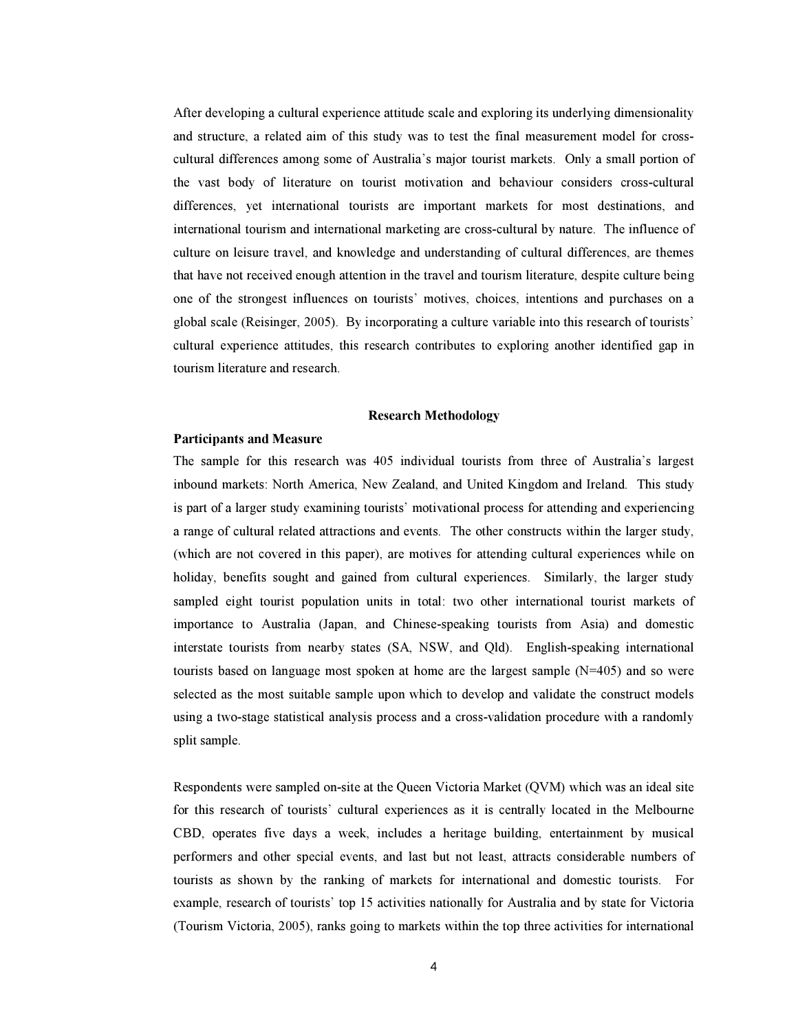After developing a cultural experience attitude scale and exploring its underlying dimensionality and structure, a related aim of this study was to test the final measurement model for cross-cultural differences among some of Australia's major tourist markets. Only a small portion of the vast body of literature on tourist motivation and behaviour considers cross-cultural differences, yet international tourists are important markets for most destinations, and international tourism and international marketing are cross-cultural by nature. The influence of culture on leisure travel, and knowledge and understanding of cultural differences, are themes that have not received enough attention in the travel and tourism literature, despite culture being one of the strongest influences on tourists' motives, choices, intentions and purchases on a global scale (Reisinger, 2005). By incorporating a culture variable into this research of tourists' cultural experience attitudes, this research contributes to exploring another identified gap in tourism literature and research.

## Research Methodology

### Participants and Measure

The sample for this research was 405 individual tourists from three of Australia's largest inbound markets: North America, New Zealand, and United Kingdom and Ireland. This study is part of a larger study examining tourists' motivational process for attending and experiencing a range of cultural related attractions and events. The other constructs within the larger study, (which are not covered in this paper), are motives for attending cultural experiences while on holiday, benefits sought and gained from cultural experiences. Similarly, the larger study sampled eight tourist population units in total: two other international tourist markets of importance to Australia (Japan, and Chinese-speaking tourists from Asia) and domestic interstate tourists from nearby states (SA, NSW, and Qld). English-speaking international tourists based on language most spoken at home are the largest sample (N=405) and so were selected as the most suitable sample upon which to develop and validate the construct models using a two-stage statistical analysis process and a cross-validation procedure with a randomly split sample.

Respondents were sampled on-site at the Queen Victoria Market (QVM) which was an ideal site for this research of tourists' cultural experiences as it is centrally located in the Melbourne CBD, operates five days a week, includes a heritage building, entertainment by musical performers and other special events, and last but not least, attracts considerable numbers of tourists as shown by the ranking of markets for international and domestic tourists. For example, research of tourists' top 15 activities nationally for Australia and by state for Victoria (Tourism Victoria, 2005), ranks going to markets within the top three activities for international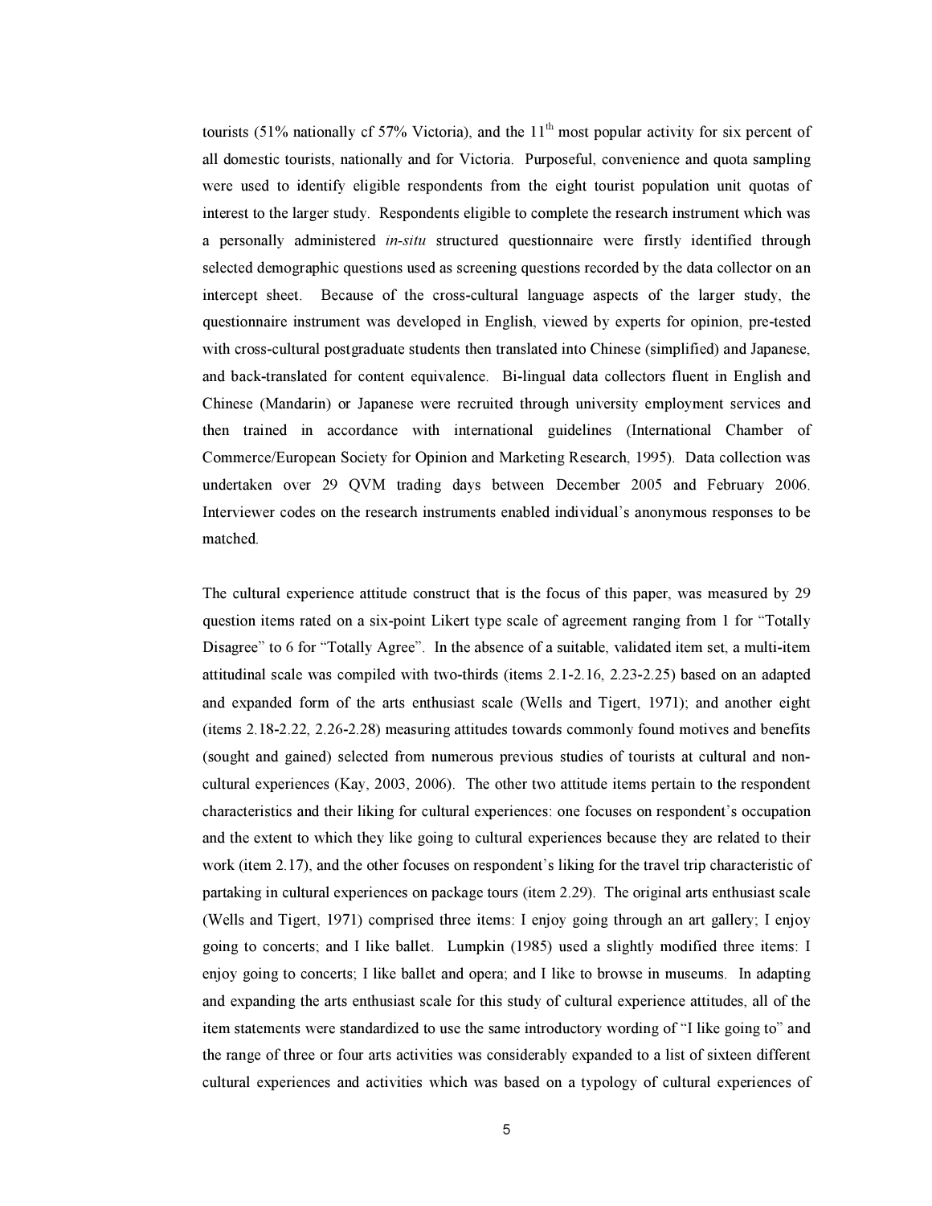tourists (51% nationally cf 57% Victoria), and the 11th most popular activity for six percent of all domestic tourists, nationally and for Victoria. Purposeful, convenience and quota sampling were used to identify eligible respondents from the eight tourist population unit quotas of interest to the larger study. Respondents eligible to complete the research instrument which was a personally administered *in-situ* structured questionnaire were firstly identified through selected demographic questions used as screening questions recorded by the data collector on an intercept sheet. Because of the cross-cultural language aspects of the larger study, the questionnaire instrument was developed in English, viewed by experts for opinion, pre-tested with cross-cultural postgraduate students then translated into Chinese (simplified) and Japanese, and back-translated for content equivalence. Bi-lingual data collectors fluent in English and Chinese (Mandarin) or Japanese were recruited through university employment services and then trained in accordance with international guidelines (International Chamber of Commerce/European Society for Opinion and Marketing Research, 1995). Data collection was undertaken over 29 QVM trading days between December 2005 and February 2006. Interviewer codes on the research instruments enabled individual's anonymous responses to be matched.

The cultural experience attitude construct that is the focus of this paper, was measured by 29 question items rated on a six-point Likert type scale of agreement ranging from 1 for "Totally Disagree" to 6 for "Totally Agree". In the absence of a suitable, validated item set, a multi-item attitudinal scale was compiled with two-thirds (items 2.1-2.16, 2.23-2.25) based on an adapted and expanded form of the arts enthusiast scale (Wells and Tigert, 1971); and another eight (items 2.18-2.22, 2.26-2.28) measuring attitudes towards commonly found motives and benefits (sought and gained) selected from numerous previous studies of tourists at cultural and non-cultural experiences (Kay, 2003, 2006). The other two attitude items pertain to the respondent characteristics and their liking for cultural experiences: one focuses on respondent's occupation and the extent to which they like going to cultural experiences because they are related to their work (item 2.17), and the other focuses on respondent's liking for the travel trip characteristic of partaking in cultural experiences on package tours (item 2.29). The original arts enthusiast scale (Wells and Tigert, 1971) comprised three items: I enjoy going through an art gallery; I enjoy going to concerts; and I like ballet. Lumpkin (1985) used a slightly modified three items: I enjoy going to concerts; I like ballet and opera; and I like to browse in museums. In adapting and expanding the arts enthusiast scale for this study of cultural experience attitudes, all of the item statements were standardized to use the same introductory wording of "I like going to" and the range of three or four arts activities was considerably expanded to a list of sixteen different cultural experiences and activities which was based on a typology of cultural experiences of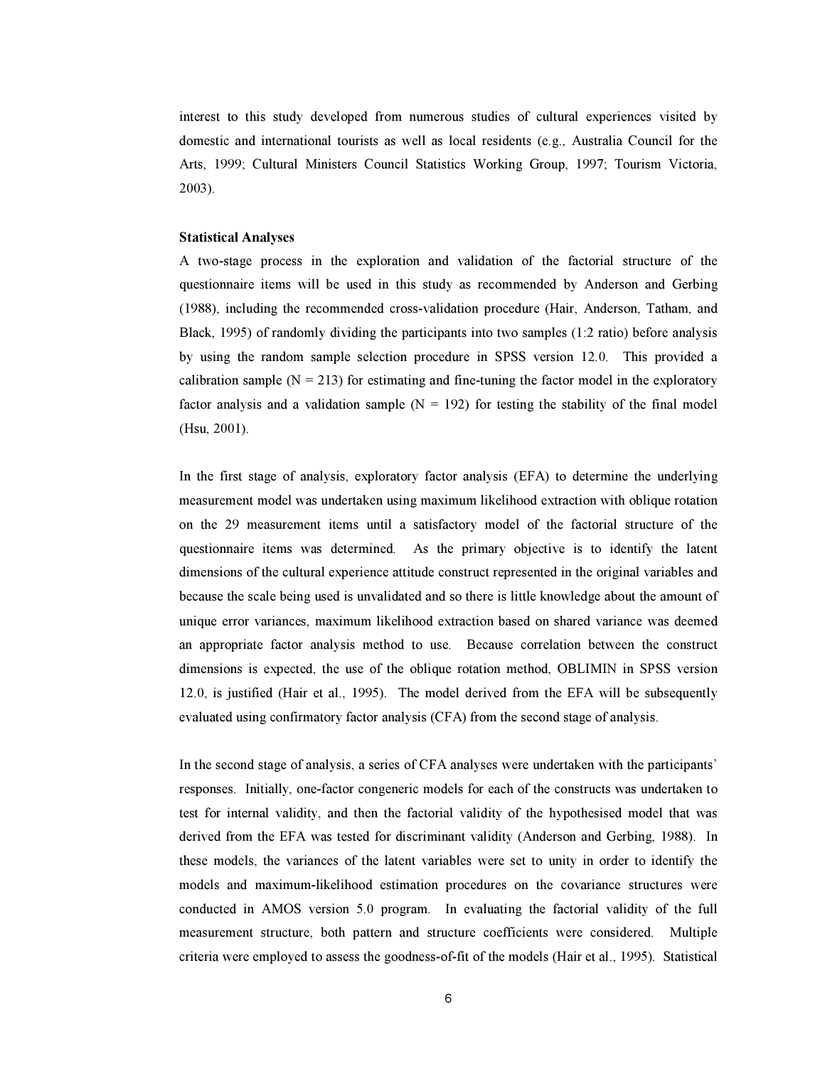interest to this study developed from numerous studies of cultural experiences visited by domestic and international tourists as well as local residents (e.g., Australia Council for the Arts, 1999; Cultural Ministers Council Statistics Working Group, 1997; Tourism Victoria, 2003).

**Statistical Analyses**

A two-stage process in the exploration and validation of the factorial structure of the questionnaire items will be used in this study as recommended by Anderson and Gerbing (1988), including the recommended cross-validation procedure (Hair, Anderson, Tatham, and Black, 1995) of randomly dividing the participants into two samples (1:2 ratio) before analysis by using the random sample selection procedure in SPSS version 12.0. This provided a calibration sample (N = 213) for estimating and fine-tuning the factor model in the exploratory factor analysis and a validation sample (N = 192) for testing the stability of the final model (Hsu, 2001).

In the first stage of analysis, exploratory factor analysis (EFA) to determine the underlying measurement model was undertaken using maximum likelihood extraction with oblique rotation on the 29 measurement items until a satisfactory model of the factorial structure of the questionnaire items was determined. As the primary objective is to identify the latent dimensions of the cultural experience attitude construct represented in the original variables and because the scale being used is unvalidated and so there is little knowledge about the amount of unique error variances, maximum likelihood extraction based on shared variance was deemed an appropriate factor analysis method to use. Because correlation between the construct dimensions is expected, the use of the oblique rotation method, OBLIMIN in SPSS version 12.0, is justified (Hair et al., 1995). The model derived from the EFA will be subsequently evaluated using confirmatory factor analysis (CFA) from the second stage of analysis.

In the second stage of analysis, a series of CFA analyses were undertaken with the participants' responses. Initially, one-factor congeneric models for each of the constructs was undertaken to test for internal validity, and then the factorial validity of the hypothesised model that was derived from the EFA was tested for discriminant validity (Anderson and Gerbing, 1988). In these models, the variances of the latent variables were set to unity in order to identify the models and maximum-likelihood estimation procedures on the covariance structures were conducted in AMOS version 5.0 program. In evaluating the factorial validity of the full measurement structure, both pattern and structure coefficients were considered. Multiple criteria were employed to assess the goodness-of-fit of the models (Hair et al., 1995). Statistical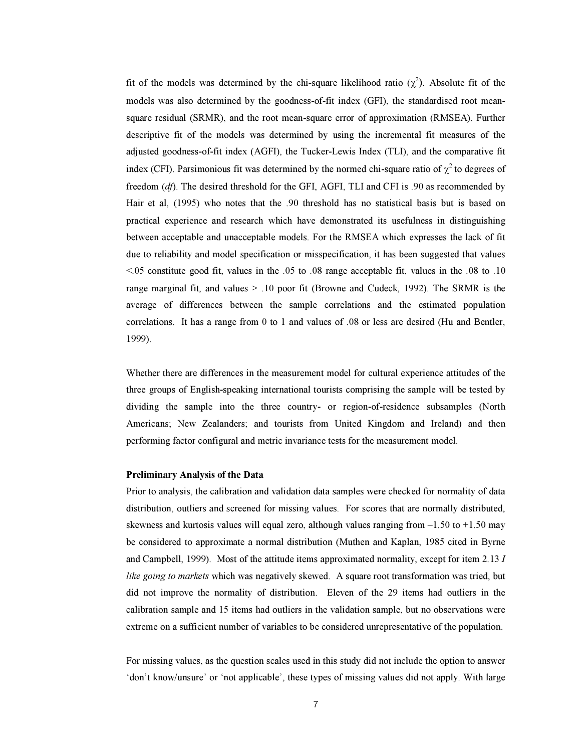fit of the models was determined by the chi-square likelihood ratio ($\chi^2$). Absolute fit of the models was also determined by the goodness-of-fit index (GFI), the standardised root mean-square residual (SRMR), and the root mean-square error of approximation (RMSEA). Further descriptive fit of the models was determined by using the incremental fit measures of the adjusted goodness-of-fit index (AGFI), the Tucker-Lewis Index (TLI), and the comparative fit index (CFI). Parsimonious fit was determined by the normed chi-square ratio of $\chi^2$ to degrees of freedom (*df*). The desired threshold for the GFI, AGFI, TLI and CFI is .90 as recommended by Hair et al, (1995) who notes that the .90 threshold has no statistical basis but is based on practical experience and research which have demonstrated its usefulness in distinguishing between acceptable and unacceptable models. For the RMSEA which expresses the lack of fit due to reliability and model specification or misspecification, it has been suggested that values <.05 constitute good fit, values in the .05 to .08 range acceptable fit, values in the .08 to .10 range marginal fit, and values > .10 poor fit (Browne and Cudeck, 1992). The SRMR is the average of differences between the sample correlations and the estimated population correlations. It has a range from 0 to 1 and values of .08 or less are desired (Hu and Bentler, 1999).

Whether there are differences in the measurement model for cultural experience attitudes of the three groups of English-speaking international tourists comprising the sample will be tested by dividing the sample into the three country- or region-of-residence subsamples (North Americans; New Zealanders; and tourists from United Kingdom and Ireland) and then performing factor configural and metric invariance tests for the measurement model.

**Preliminary Analysis of the Data**

Prior to analysis, the calibration and validation data samples were checked for normality of data distribution, outliers and screened for missing values. For scores that are normally distributed, skewness and kurtosis values will equal zero, although values ranging from –1.50 to +1.50 may be considered to approximate a normal distribution (Muthen and Kaplan, 1985 cited in Byrne and Campbell, 1999). Most of the attitude items approximated normality, except for item 2.13 *I like going to markets* which was negatively skewed. A square root transformation was tried, but did not improve the normality of distribution. Eleven of the 29 items had outliers in the calibration sample and 15 items had outliers in the validation sample, but no observations were extreme on a sufficient number of variables to be considered unrepresentative of the population.

For missing values, as the question scales used in this study did not include the option to answer 'don't know/unsure' or 'not applicable', these types of missing values did not apply. With large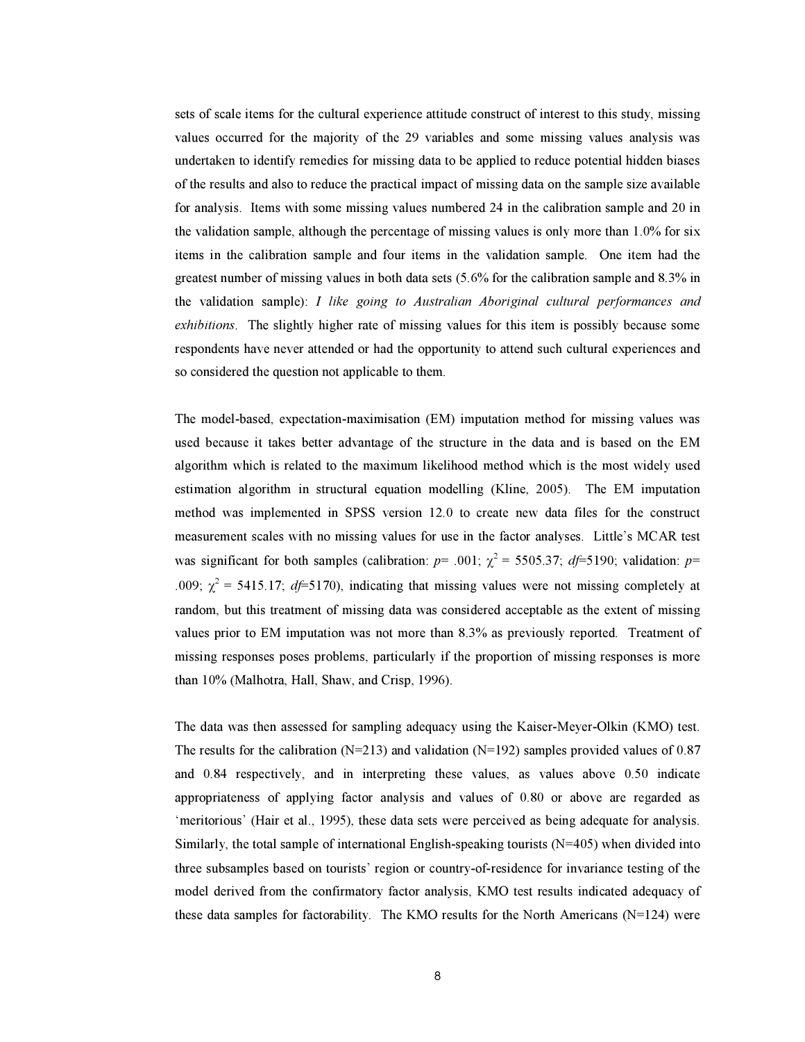sets of scale items for the cultural experience attitude construct of interest to this study, missing values occurred for the majority of the 29 variables and some missing values analysis was undertaken to identify remedies for missing data to be applied to reduce potential hidden biases of the results and also to reduce the practical impact of missing data on the sample size available for analysis. Items with some missing values numbered 24 in the calibration sample and 20 in the validation sample, although the percentage of missing values is only more than 1.0% for six items in the calibration sample and four items in the validation sample. One item had the greatest number of missing values in both data sets (5.6% for the calibration sample and 8.3% in the validation sample): *I like going to Australian Aboriginal cultural performances and exhibitions*. The slightly higher rate of missing values for this item is possibly because some respondents have never attended or had the opportunity to attend such cultural experiences and so considered the question not applicable to them.

The model-based, expectation-maximisation (EM) imputation method for missing values was used because it takes better advantage of the structure in the data and is based on the EM algorithm which is related to the maximum likelihood method which is the most widely used estimation algorithm in structural equation modelling (Kline, 2005). The EM imputation method was implemented in SPSS version 12.0 to create new data files for the construct measurement scales with no missing values for use in the factor analyses. Little's MCAR test was significant for both samples (calibration: $p$= .001; $\chi^2$ = 5505.37; $df$=5190; validation: $p$= .009; $\chi^2$ = 5415.17; $df$=5170), indicating that missing values were not missing completely at random, but this treatment of missing data was considered acceptable as the extent of missing values prior to EM imputation was not more than 8.3% as previously reported. Treatment of missing responses poses problems, particularly if the proportion of missing responses is more than 10% (Malhotra, Hall, Shaw, and Crisp, 1996).

The data was then assessed for sampling adequacy using the Kaiser-Meyer-Olkin (KMO) test. The results for the calibration (N=213) and validation (N=192) samples provided values of 0.87 and 0.84 respectively, and in interpreting these values, as values above 0.50 indicate appropriateness of applying factor analysis and values of 0.80 or above are regarded as 'meritorious' (Hair et al., 1995), these data sets were perceived as being adequate for analysis. Similarly, the total sample of international English-speaking tourists (N=405) when divided into three subsamples based on tourists' region or country-of-residence for invariance testing of the model derived from the confirmatory factor analysis, KMO test results indicated adequacy of these data samples for factorability. The KMO results for the North Americans (N=124) were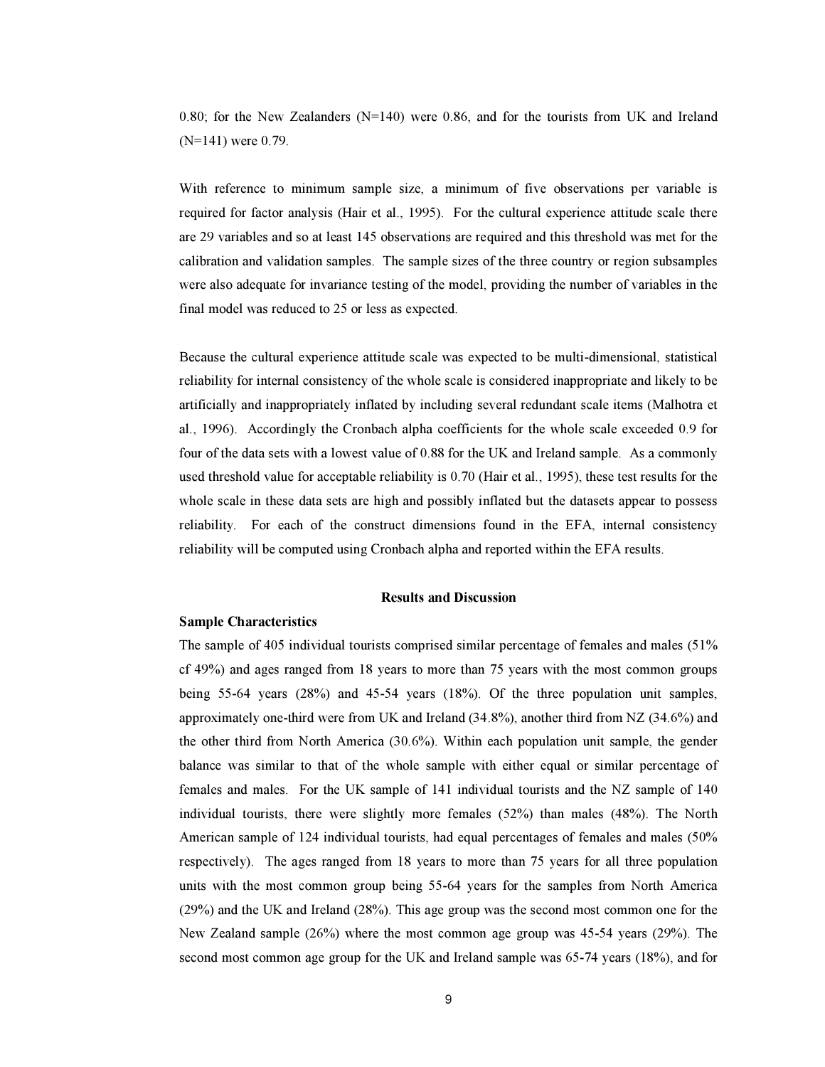0.80; for the New Zealanders (N=140) were 0.86, and for the tourists from UK and Ireland (N=141) were 0.79.

With reference to minimum sample size, a minimum of five observations per variable is required for factor analysis (Hair et al., 1995). For the cultural experience attitude scale there are 29 variables and so at least 145 observations are required and this threshold was met for the calibration and validation samples. The sample sizes of the three country or region subsamples were also adequate for invariance testing of the model, providing the number of variables in the final model was reduced to 25 or less as expected.

Because the cultural experience attitude scale was expected to be multi-dimensional, statistical reliability for internal consistency of the whole scale is considered inappropriate and likely to be artificially and inappropriately inflated by including several redundant scale items (Malhotra et al., 1996). Accordingly the Cronbach alpha coefficients for the whole scale exceeded 0.9 for four of the data sets with a lowest value of 0.88 for the UK and Ireland sample. As a commonly used threshold value for acceptable reliability is 0.70 (Hair et al., 1995), these test results for the whole scale in these data sets are high and possibly inflated but the datasets appear to possess reliability. For each of the construct dimensions found in the EFA, internal consistency reliability will be computed using Cronbach alpha and reported within the EFA results.

## Results and Discussion

### Sample Characteristics

The sample of 405 individual tourists comprised similar percentage of females and males (51% cf 49%) and ages ranged from 18 years to more than 75 years with the most common groups being 55-64 years (28%) and 45-54 years (18%). Of the three population unit samples, approximately one-third were from UK and Ireland (34.8%), another third from NZ (34.6%) and the other third from North America (30.6%). Within each population unit sample, the gender balance was similar to that of the whole sample with either equal or similar percentage of females and males. For the UK sample of 141 individual tourists and the NZ sample of 140 individual tourists, there were slightly more females (52%) than males (48%). The North American sample of 124 individual tourists, had equal percentages of females and males (50% respectively). The ages ranged from 18 years to more than 75 years for all three population units with the most common group being 55-64 years for the samples from North America (29%) and the UK and Ireland (28%). This age group was the second most common one for the New Zealand sample (26%) where the most common age group was 45-54 years (29%). The second most common age group for the UK and Ireland sample was 65-74 years (18%), and for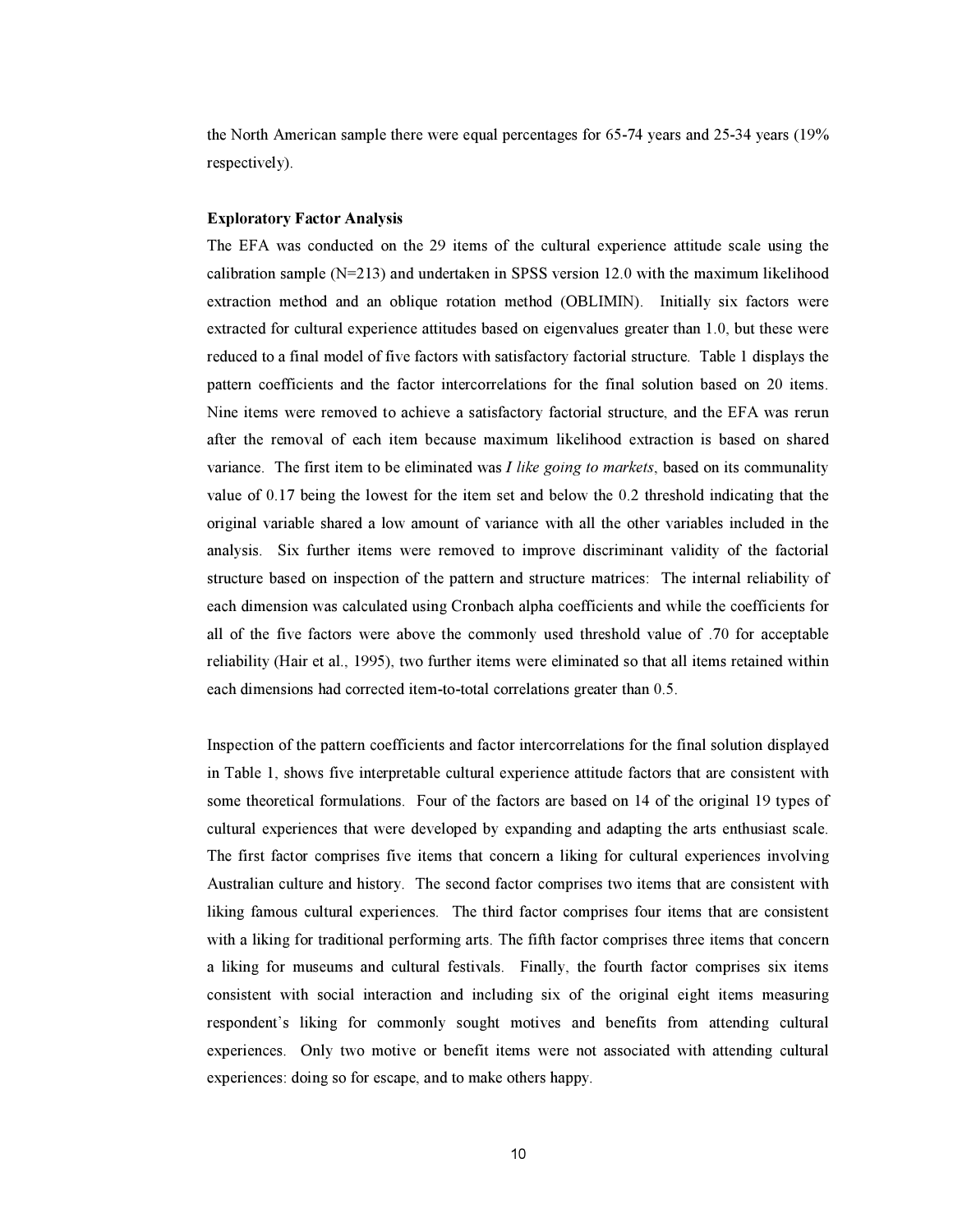the North American sample there were equal percentages for 65-74 years and 25-34 years (19% respectively).

**Exploratory Factor Analysis**

The EFA was conducted on the 29 items of the cultural experience attitude scale using the calibration sample (N=213) and undertaken in SPSS version 12.0 with the maximum likelihood extraction method and an oblique rotation method (OBLIMIN). Initially six factors were extracted for cultural experience attitudes based on eigenvalues greater than 1.0, but these were reduced to a final model of five factors with satisfactory factorial structure. Table 1 displays the pattern coefficients and the factor intercorrelations for the final solution based on 20 items. Nine items were removed to achieve a satisfactory factorial structure, and the EFA was rerun after the removal of each item because maximum likelihood extraction is based on shared variance. The first item to be eliminated was *I like going to markets*, based on its communality value of 0.17 being the lowest for the item set and below the 0.2 threshold indicating that the original variable shared a low amount of variance with all the other variables included in the analysis. Six further items were removed to improve discriminant validity of the factorial structure based on inspection of the pattern and structure matrices: The internal reliability of each dimension was calculated using Cronbach alpha coefficients and while the coefficients for all of the five factors were above the commonly used threshold value of .70 for acceptable reliability (Hair et al., 1995), two further items were eliminated so that all items retained within each dimensions had corrected item-to-total correlations greater than 0.5.

Inspection of the pattern coefficients and factor intercorrelations for the final solution displayed in Table 1, shows five interpretable cultural experience attitude factors that are consistent with some theoretical formulations. Four of the factors are based on 14 of the original 19 types of cultural experiences that were developed by expanding and adapting the arts enthusiast scale. The first factor comprises five items that concern a liking for cultural experiences involving Australian culture and history. The second factor comprises two items that are consistent with liking famous cultural experiences. The third factor comprises four items that are consistent with a liking for traditional performing arts. The fifth factor comprises three items that concern a liking for museums and cultural festivals. Finally, the fourth factor comprises six items consistent with social interaction and including six of the original eight items measuring respondent's liking for commonly sought motives and benefits from attending cultural experiences. Only two motive or benefit items were not associated with attending cultural experiences: doing so for escape, and to make others happy.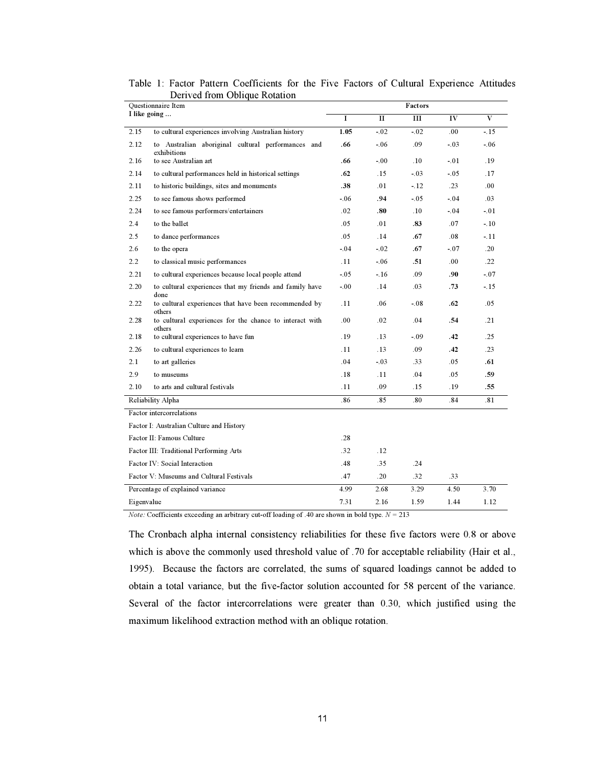Table 1: Factor Pattern Coefficients for the Five Factors of Cultural Experience Attitudes Derived from Oblique Rotation

| Questionnaire Item | I like going … | Factors | | | | |
|---|---|---|---|---|---|---|
| | | I | II | III | IV | V |
| 2.15 | to cultural experiences involving Australian history | **1.05** | -.02 | -.02 | .00 | -.15 |
| 2.12 | to Australian aboriginal cultural performances and exhibitions | **.66** | -.06 | .09 | -.03 | -.06 |
| 2.16 | to see Australian art | **.66** | -.00 | .10 | -.01 | .19 |
| 2.14 | to cultural performances held in historical settings | **.62** | .15 | -.03 | -.05 | .17 |
| 2.11 | to historic buildings, sites and monuments | **.38** | .01 | -.12 | .23 | .00 |
| 2.25 | to see famous shows performed | -.06 | **.94** | -.05 | -.04 | .03 |
| 2.24 | to see famous performers/entertainers | .02 | **.80** | .10 | -.04 | -.01 |
| 2.4 | to the ballet | .05 | .01 | **.83** | .07 | -.10 |
| 2.5 | to dance performances | .05 | .14 | **.67** | .08 | -.11 |
| 2.6 | to the opera | -.04 | -.02 | **.67** | -.07 | .20 |
| 2.2 | to classical music performances | .11 | -.06 | **.51** | .00 | .22 |
| 2.21 | to cultural experiences because local people attend | -.05 | -.16 | .09 | **.90** | -.07 |
| 2.20 | to cultural experiences that my friends and family have done | -.00 | .14 | .03 | **.73** | -.15 |
| 2.22 | to cultural experiences that have been recommended by others | .11 | .06 | -.08 | **.62** | .05 |
| 2.28 | to cultural experiences for the chance to interact with others | .00 | .02 | .04 | **.54** | .21 |
| 2.18 | to cultural experiences to have fun | .19 | .13 | -.09 | **.42** | .25 |
| 2.26 | to cultural experiences to learn | .11 | .13 | .09 | **.42** | .23 |
| 2.1 | to art galleries | .04 | -.03 | .33 | .05 | **.61** |
| 2.9 | to museums | .18 | .11 | .04 | .05 | **.59** |
| 2.10 | to arts and cultural festivals | .11 | .09 | .15 | .19 | **.55** |
| Reliability Alpha | | .86 | .85 | .80 | .84 | .81 |
| Factor intercorrelations | | | | | | |
| Factor I: Australian Culture and History | | | | | | |
| Factor II: Famous Culture | | .28 | | | | |
| Factor III: Traditional Performing Arts | | .32 | .12 | | | |
| Factor IV: Social Interaction | | .48 | .35 | .24 | | |
| Factor V: Museums and Cultural Festivals | | .47 | .20 | .32 | .33 | |
| Percentage of explained variance | | 4.99 | 2.68 | 3.29 | 4.50 | 3.70 |
| Eigenvalue | | 7.31 | 2.16 | 1.59 | 1.44 | 1.12 |

*Note:* Coefficients exceeding an arbitrary cut-off loading of .40 are shown in bold type. $N = 213$

The Cronbach alpha internal consistency reliabilities for these five factors were 0.8 or above which is above the commonly used threshold value of .70 for acceptable reliability (Hair et al., 1995). Because the factors are correlated, the sums of squared loadings cannot be added to obtain a total variance, but the five-factor solution accounted for 58 percent of the variance. Several of the factor intercorrelations were greater than 0.30, which justified using the maximum likelihood extraction method with an oblique rotation.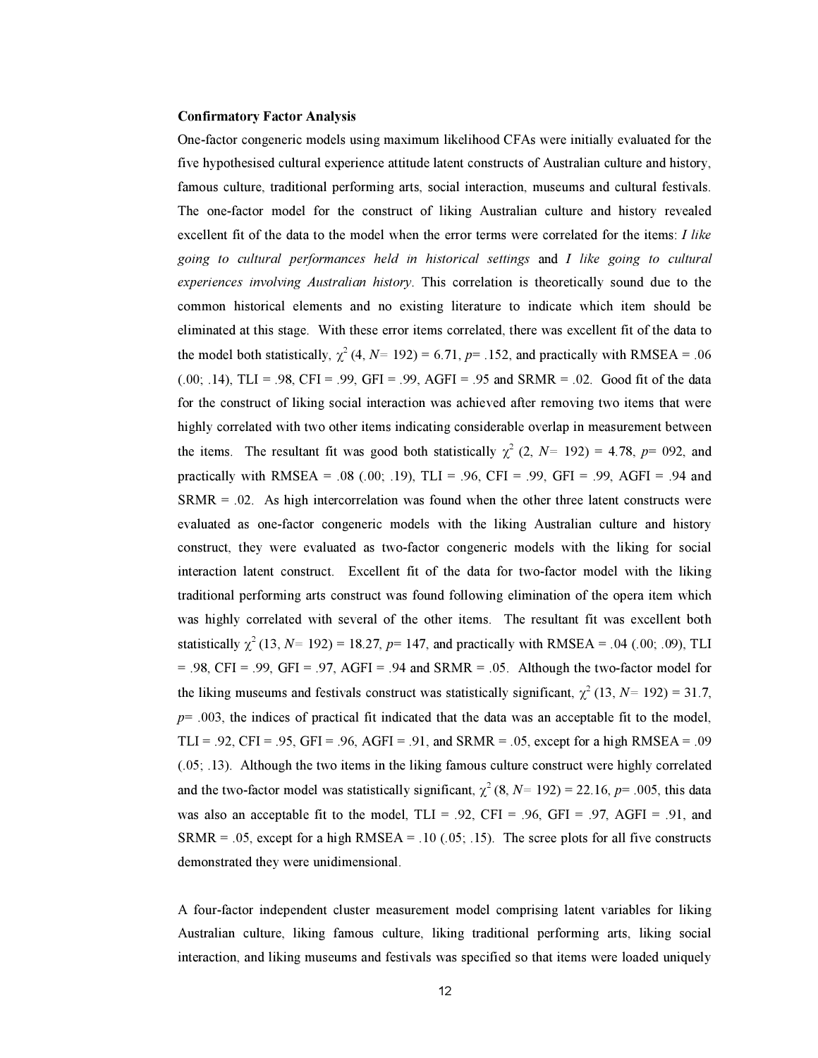**Confirmatory Factor Analysis**

One-factor congeneric models using maximum likelihood CFAs were initially evaluated for the five hypothesised cultural experience attitude latent constructs of Australian culture and history, famous culture, traditional performing arts, social interaction, museums and cultural festivals. The one-factor model for the construct of liking Australian culture and history revealed excellent fit of the data to the model when the error terms were correlated for the items: *I like going to cultural performances held in historical settings* and *I like going to cultural experiences involving Australian history*. This correlation is theoretically sound due to the common historical elements and no existing literature to indicate which item should be eliminated at this stage. With these error items correlated, there was excellent fit of the data to the model both statistically, $\chi^2$ (4, *N*= 192) = 6.71, *p*= .152, and practically with RMSEA = .06 (.00; .14), TLI = .98, CFI = .99, GFI = .99, AGFI = .95 and SRMR = .02. Good fit of the data for the construct of liking social interaction was achieved after removing two items that were highly correlated with two other items indicating considerable overlap in measurement between the items. The resultant fit was good both statistically $\chi^2$ (2, *N*= 192) = 4.78, *p*= 092, and practically with RMSEA = .08 (.00; .19), TLI = .96, CFI = .99, GFI = .99, AGFI = .94 and SRMR = .02. As high intercorrelation was found when the other three latent constructs were evaluated as one-factor congeneric models with the liking Australian culture and history construct, they were evaluated as two-factor congeneric models with the liking for social interaction latent construct. Excellent fit of the data for two-factor model with the liking traditional performing arts construct was found following elimination of the opera item which was highly correlated with several of the other items. The resultant fit was excellent both statistically $\chi^2$ (13, *N*= 192) = 18.27, *p*= 147, and practically with RMSEA = .04 (.00; .09), TLI = .98, CFI = .99, GFI = .97, AGFI = .94 and SRMR = .05. Although the two-factor model for the liking museums and festivals construct was statistically significant, $\chi^2$ (13, *N*= 192) = 31.7, *p*= .003, the indices of practical fit indicated that the data was an acceptable fit to the model, TLI = .92, CFI = .95, GFI = .96, AGFI = .91, and SRMR = .05, except for a high RMSEA = .09 (.05; .13). Although the two items in the liking famous culture construct were highly correlated and the two-factor model was statistically significant, $\chi^2$ (8, *N*= 192) = 22.16, *p*= .005, this data was also an acceptable fit to the model, TLI = .92, CFI = .96, GFI = .97, AGFI = .91, and SRMR = .05, except for a high RMSEA = .10 (.05; .15). The scree plots for all five constructs demonstrated they were unidimensional.

A four-factor independent cluster measurement model comprising latent variables for liking Australian culture, liking famous culture, liking traditional performing arts, liking social interaction, and liking museums and festivals was specified so that items were loaded uniquely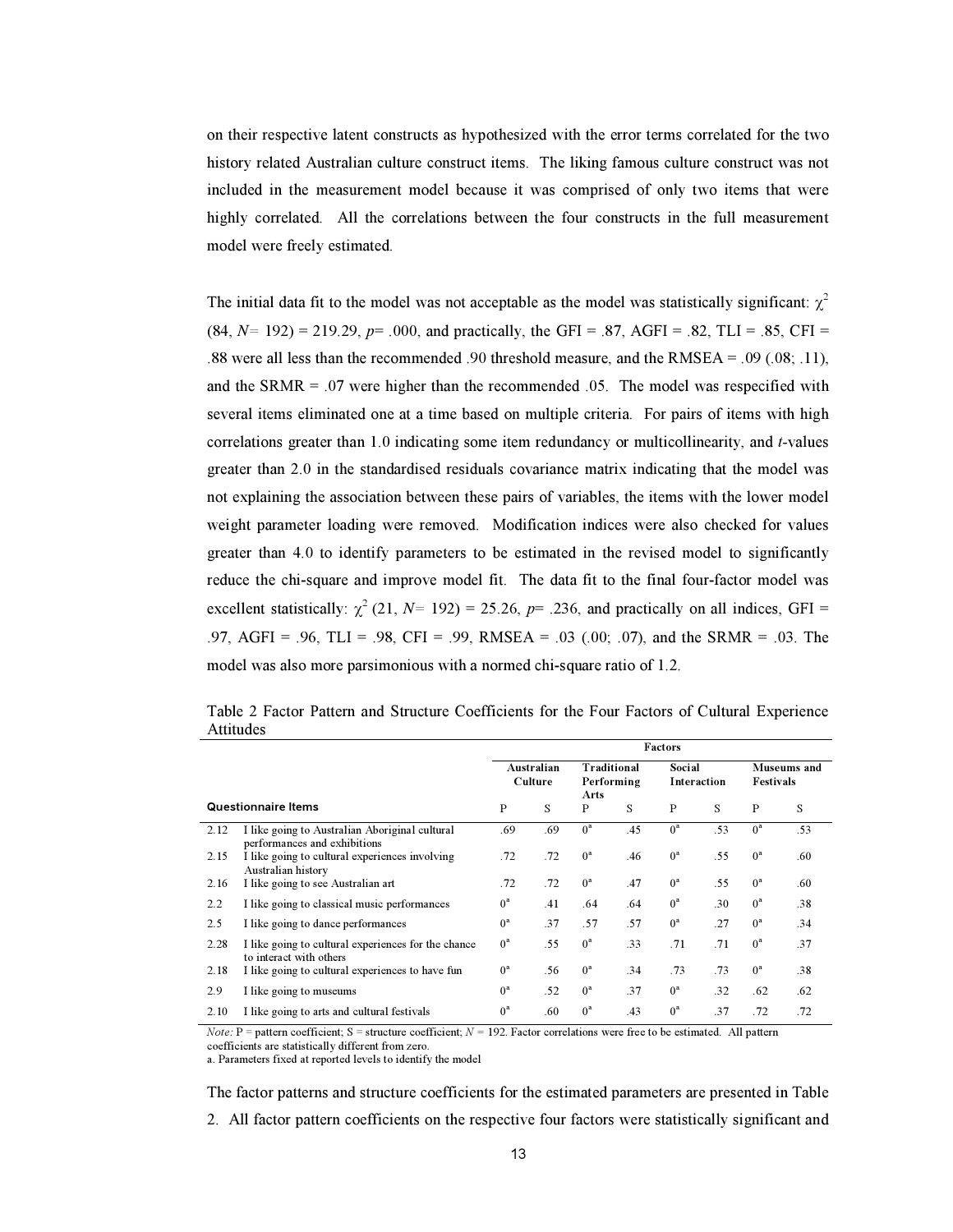on their respective latent constructs as hypothesized with the error terms correlated for the two history related Australian culture construct items. The liking famous culture construct was not included in the measurement model because it was comprised of only two items that were highly correlated. All the correlations between the four constructs in the full measurement model were freely estimated.

The initial data fit to the model was not acceptable as the model was statistically significant: $\chi^2$ (84, *N*= 192) = 219.29, *p*= .000, and practically, the GFI = .87, AGFI = .82, TLI = .85, CFI = .88 were all less than the recommended .90 threshold measure, and the RMSEA = .09 (.08; .11), and the SRMR = .07 were higher than the recommended .05. The model was respecified with several items eliminated one at a time based on multiple criteria. For pairs of items with high correlations greater than 1.0 indicating some item redundancy or multicollinearity, and *t*-values greater than 2.0 in the standardised residuals covariance matrix indicating that the model was not explaining the association between these pairs of variables, the items with the lower model weight parameter loading were removed. Modification indices were also checked for values greater than 4.0 to identify parameters to be estimated in the revised model to significantly reduce the chi-square and improve model fit. The data fit to the final four-factor model was excellent statistically: $\chi^2$ (21, *N*= 192) = 25.26, *p*= .236, and practically on all indices, GFI = .97, AGFI = .96, TLI = .98, CFI = .99, RMSEA = .03 (.00; .07), and the SRMR = .03. The model was also more parsimonious with a normed chi-square ratio of 1.2.

Table 2 Factor Pattern and Structure Coefficients for the Four Factors of Cultural Experience Attitudes

| | | Factors | | | | | | | |
|---|---|---|---|---|---|---|---|---|---|
| | | Australian Culture | | Traditional Performing Arts | | Social Interaction | | Museums and Festivals | |
| **Questionnaire Items** | | P | S | P | S | P | S | P | S |
| 2.12 | I like going to Australian Aboriginal cultural performances and exhibitions | .69 | .69 | 0[a] | .45 | 0[a] | .53 | 0[a] | .53 |
| 2.15 | I like going to cultural experiences involving Australian history | .72 | .72 | 0[a] | .46 | 0[a] | .55 | 0[a] | .60 |
| 2.16 | I like going to see Australian art | .72 | .72 | 0[a] | .47 | 0[a] | .55 | 0[a] | .60 |
| 2.2 | I like going to classical music performances | 0[a] | .41 | .64 | .64 | 0[a] | .30 | 0[a] | .38 |
| 2.5 | I like going to dance performances | 0[a] | .37 | .57 | .57 | 0[a] | .27 | 0[a] | .34 |
| 2.28 | I like going to cultural experiences for the chance to interact with others | 0[a] | .55 | 0[a] | .33 | .71 | .71 | 0[a] | .37 |
| 2.18 | I like going to cultural experiences to have fun | 0[a] | .56 | 0[a] | .34 | .73 | .73 | 0[a] | .38 |
| 2.9 | I like going to museums | 0[a] | .52 | 0[a] | .37 | 0[a] | .32 | .62 | .62 |
| 2.10 | I like going to arts and cultural festivals | 0[a] | .60 | 0[a] | .43 | 0[a] | .37 | .72 | .72 |

*Note:* P = pattern coefficient; S = structure coefficient; *N* = 192. Factor correlations were free to be estimated. All pattern coefficients are statistically different from zero.
a. Parameters fixed at reported levels to identify the model

The factor patterns and structure coefficients for the estimated parameters are presented in Table 2. All factor pattern coefficients on the respective four factors were statistically significant and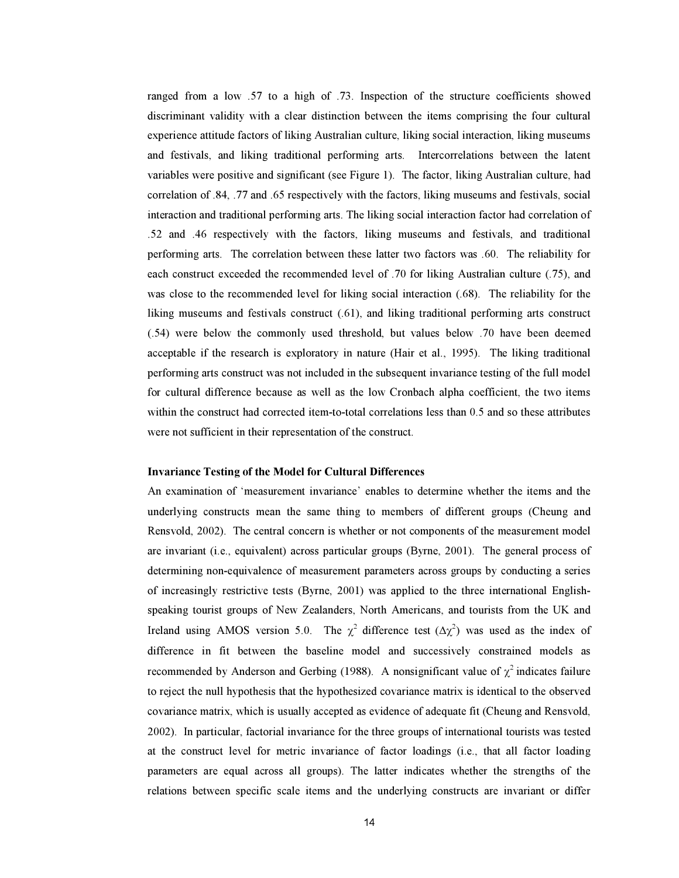ranged from a low .57 to a high of .73. Inspection of the structure coefficients showed discriminant validity with a clear distinction between the items comprising the four cultural experience attitude factors of liking Australian culture, liking social interaction, liking museums and festivals, and liking traditional performing arts. Intercorrelations between the latent variables were positive and significant (see Figure 1). The factor, liking Australian culture, had correlation of .84, .77 and .65 respectively with the factors, liking museums and festivals, social interaction and traditional performing arts. The liking social interaction factor had correlation of .52 and .46 respectively with the factors, liking museums and festivals, and traditional performing arts. The correlation between these latter two factors was .60. The reliability for each construct exceeded the recommended level of .70 for liking Australian culture (.75), and was close to the recommended level for liking social interaction (.68). The reliability for the liking museums and festivals construct (.61), and liking traditional performing arts construct (.54) were below the commonly used threshold, but values below .70 have been deemed acceptable if the research is exploratory in nature (Hair et al., 1995). The liking traditional performing arts construct was not included in the subsequent invariance testing of the full model for cultural difference because as well as the low Cronbach alpha coefficient, the two items within the construct had corrected item-to-total correlations less than 0.5 and so these attributes were not sufficient in their representation of the construct.

**Invariance Testing of the Model for Cultural Differences**

An examination of 'measurement invariance' enables to determine whether the items and the underlying constructs mean the same thing to members of different groups (Cheung and Rensvold, 2002). The central concern is whether or not components of the measurement model are invariant (i.e., equivalent) across particular groups (Byrne, 2001). The general process of determining non-equivalence of measurement parameters across groups by conducting a series of increasingly restrictive tests (Byrne, 2001) was applied to the three international English-speaking tourist groups of New Zealanders, North Americans, and tourists from the UK and Ireland using AMOS version 5.0. The $\chi^2$ difference test ($\Delta\chi^2$) was used as the index of difference in fit between the baseline model and successively constrained models as recommended by Anderson and Gerbing (1988). A nonsignificant value of $\chi^2$ indicates failure to reject the null hypothesis that the hypothesized covariance matrix is identical to the observed covariance matrix, which is usually accepted as evidence of adequate fit (Cheung and Rensvold, 2002). In particular, factorial invariance for the three groups of international tourists was tested at the construct level for metric invariance of factor loadings (i.e., that all factor loading parameters are equal across all groups). The latter indicates whether the strengths of the relations between specific scale items and the underlying constructs are invariant or differ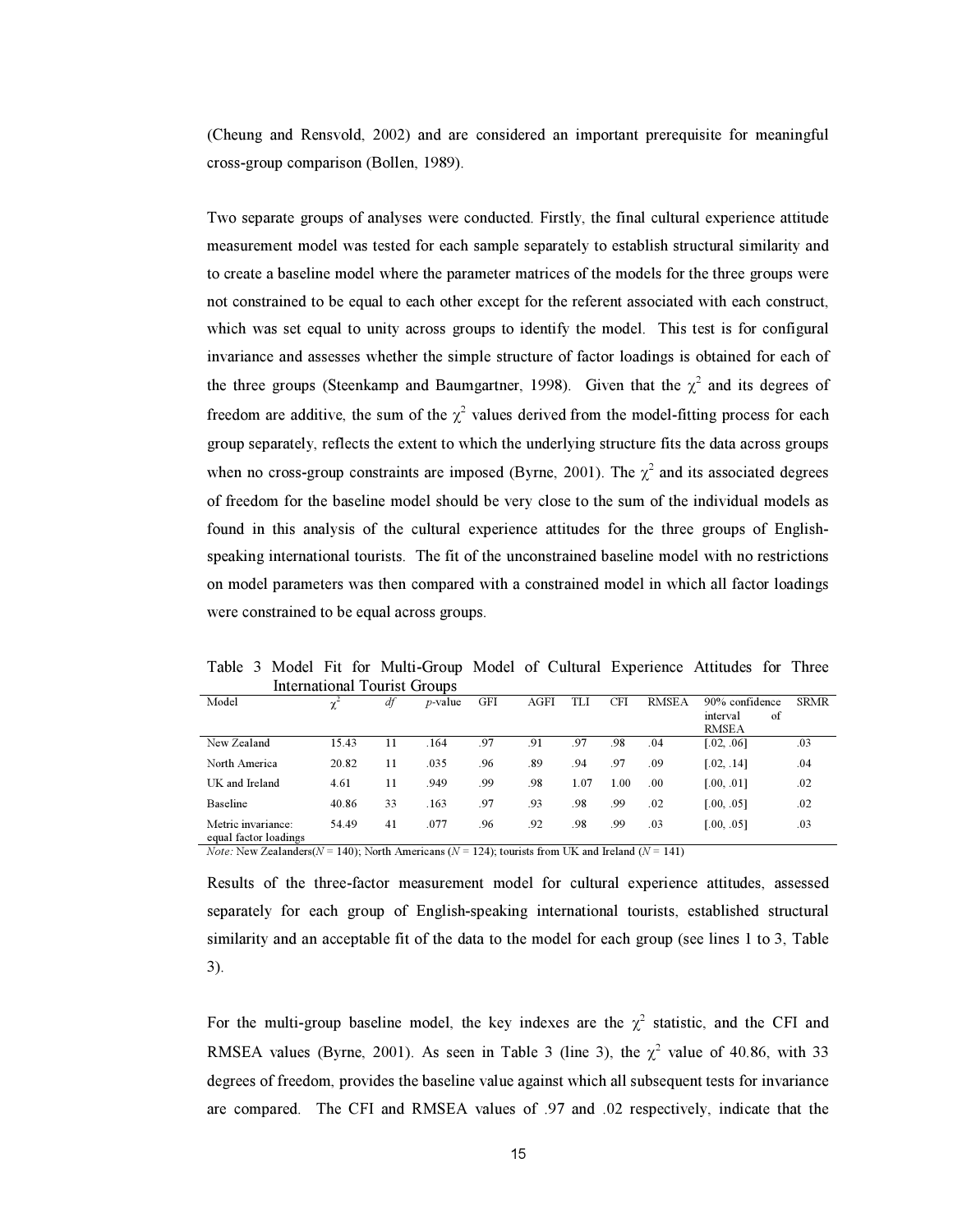(Cheung and Rensvold, 2002) and are considered an important prerequisite for meaningful cross-group comparison (Bollen, 1989).

Two separate groups of analyses were conducted. Firstly, the final cultural experience attitude measurement model was tested for each sample separately to establish structural similarity and to create a baseline model where the parameter matrices of the models for the three groups were not constrained to be equal to each other except for the referent associated with each construct, which was set equal to unity across groups to identify the model. This test is for configural invariance and assesses whether the simple structure of factor loadings is obtained for each of the three groups (Steenkamp and Baumgartner, 1998). Given that the $\chi^2$ and its degrees of freedom are additive, the sum of the $\chi^2$ values derived from the model-fitting process for each group separately, reflects the extent to which the underlying structure fits the data across groups when no cross-group constraints are imposed (Byrne, 2001). The $\chi^2$ and its associated degrees of freedom for the baseline model should be very close to the sum of the individual models as found in this analysis of the cultural experience attitudes for the three groups of English-speaking international tourists. The fit of the unconstrained baseline model with no restrictions on model parameters was then compared with a constrained model in which all factor loadings were constrained to be equal across groups.

Table 3 Model Fit for Multi-Group Model of Cultural Experience Attitudes for Three International Tourist Groups

| Model | $\chi^2$ | *df* | *p*-value | GFI | AGFI | TLI | CFI | RMSEA | 90% confidence interval of RMSEA | SRMR |
|---|---|---|---|---|---|---|---|---|---|---|
| New Zealand | 15.43 | 11 | .164 | .97 | .91 | .97 | .98 | .04 | [.02, .06] | .03 |
| North America | 20.82 | 11 | .035 | .96 | .89 | .94 | .97 | .09 | [.02, .14] | .04 |
| UK and Ireland | 4.61 | 11 | .949 | .99 | .98 | 1.07 | 1.00 | .00 | [.00, .01] | .02 |
| Baseline | 40.86 | 33 | .163 | .97 | .93 | .98 | .99 | .02 | [.00, .05] | .02 |
| Metric invariance: equal factor loadings | 54.49 | 41 | .077 | .96 | .92 | .98 | .99 | .03 | [.00, .05] | .03 |

*Note:* New Zealanders(*N* = 140); North Americans (*N* = 124); tourists from UK and Ireland (*N* = 141)

Results of the three-factor measurement model for cultural experience attitudes, assessed separately for each group of English-speaking international tourists, established structural similarity and an acceptable fit of the data to the model for each group (see lines 1 to 3, Table 3).

For the multi-group baseline model, the key indexes are the $\chi^2$ statistic, and the CFI and RMSEA values (Byrne, 2001). As seen in Table 3 (line 3), the $\chi^2$ value of 40.86, with 33 degrees of freedom, provides the baseline value against which all subsequent tests for invariance are compared. The CFI and RMSEA values of .97 and .02 respectively, indicate that the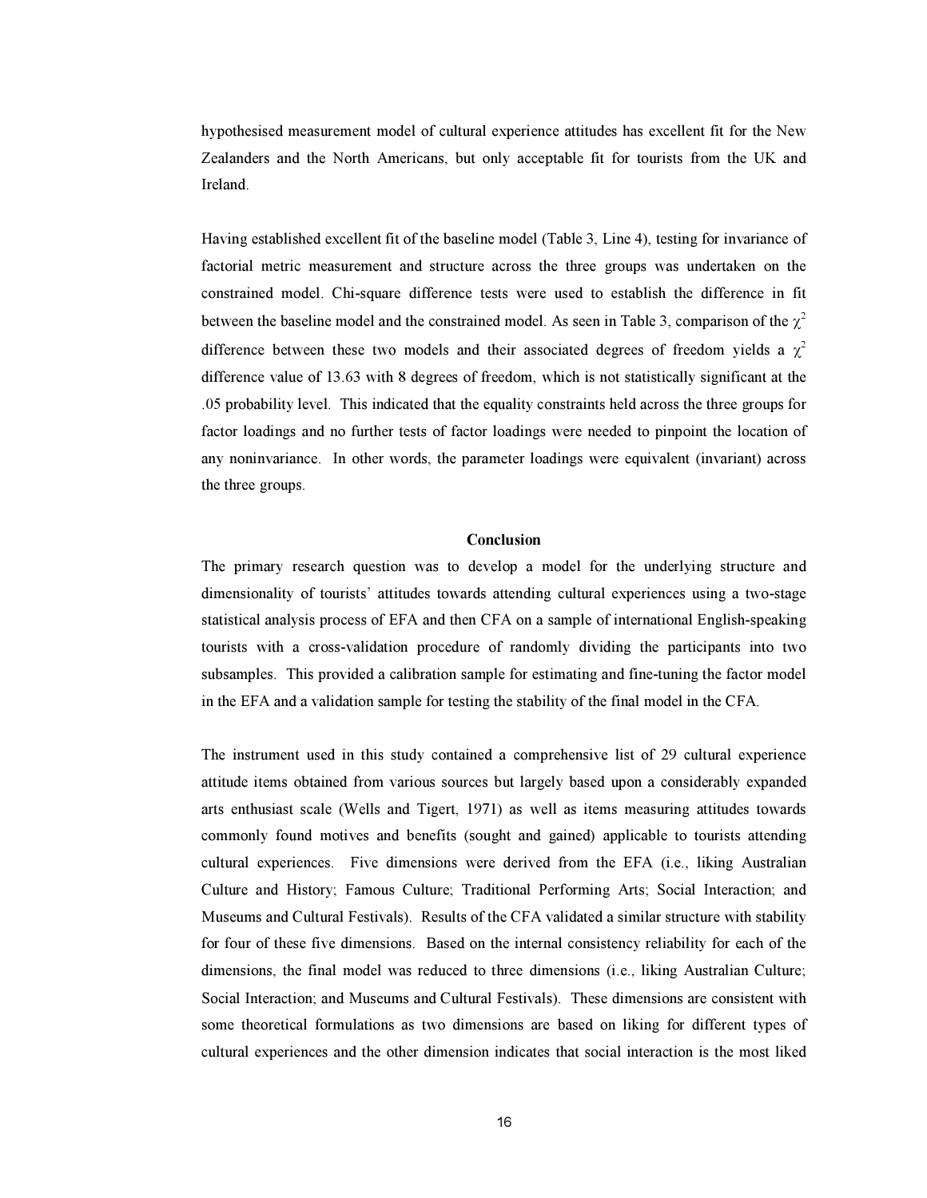hypothesised measurement model of cultural experience attitudes has excellent fit for the New Zealanders and the North Americans, but only acceptable fit for tourists from the UK and Ireland.

Having established excellent fit of the baseline model (Table 3, Line 4), testing for invariance of factorial metric measurement and structure across the three groups was undertaken on the constrained model. Chi-square difference tests were used to establish the difference in fit between the baseline model and the constrained model. As seen in Table 3, comparison of the $\chi^2$ difference between these two models and their associated degrees of freedom yields a $\chi^2$ difference value of 13.63 with 8 degrees of freedom, which is not statistically significant at the .05 probability level. This indicated that the equality constraints held across the three groups for factor loadings and no further tests of factor loadings were needed to pinpoint the location of any noninvariance. In other words, the parameter loadings were equivalent (invariant) across the three groups.

## Conclusion

The primary research question was to develop a model for the underlying structure and dimensionality of tourists' attitudes towards attending cultural experiences using a two-stage statistical analysis process of EFA and then CFA on a sample of international English-speaking tourists with a cross-validation procedure of randomly dividing the participants into two subsamples. This provided a calibration sample for estimating and fine-tuning the factor model in the EFA and a validation sample for testing the stability of the final model in the CFA.

The instrument used in this study contained a comprehensive list of 29 cultural experience attitude items obtained from various sources but largely based upon a considerably expanded arts enthusiast scale (Wells and Tigert, 1971) as well as items measuring attitudes towards commonly found motives and benefits (sought and gained) applicable to tourists attending cultural experiences. Five dimensions were derived from the EFA (i.e., liking Australian Culture and History; Famous Culture; Traditional Performing Arts; Social Interaction; and Museums and Cultural Festivals). Results of the CFA validated a similar structure with stability for four of these five dimensions. Based on the internal consistency reliability for each of the dimensions, the final model was reduced to three dimensions (i.e., liking Australian Culture; Social Interaction; and Museums and Cultural Festivals). These dimensions are consistent with some theoretical formulations as two dimensions are based on liking for different types of cultural experiences and the other dimension indicates that social interaction is the most liked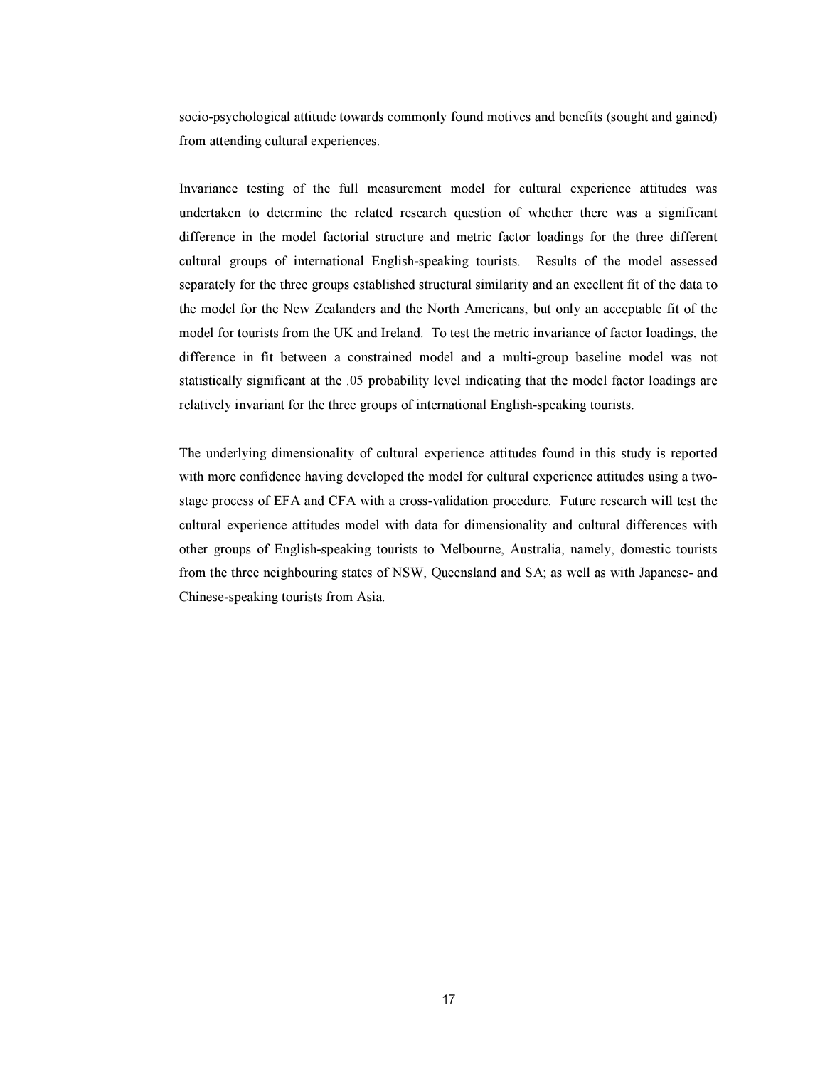socio-psychological attitude towards commonly found motives and benefits (sought and gained) from attending cultural experiences.

Invariance testing of the full measurement model for cultural experience attitudes was undertaken to determine the related research question of whether there was a significant difference in the model factorial structure and metric factor loadings for the three different cultural groups of international English-speaking tourists. Results of the model assessed separately for the three groups established structural similarity and an excellent fit of the data to the model for the New Zealanders and the North Americans, but only an acceptable fit of the model for tourists from the UK and Ireland. To test the metric invariance of factor loadings, the difference in fit between a constrained model and a multi-group baseline model was not statistically significant at the .05 probability level indicating that the model factor loadings are relatively invariant for the three groups of international English-speaking tourists.

The underlying dimensionality of cultural experience attitudes found in this study is reported with more confidence having developed the model for cultural experience attitudes using a two-stage process of EFA and CFA with a cross-validation procedure. Future research will test the cultural experience attitudes model with data for dimensionality and cultural differences with other groups of English-speaking tourists to Melbourne, Australia, namely, domestic tourists from the three neighbouring states of NSW, Queensland and SA; as well as with Japanese- and Chinese-speaking tourists from Asia.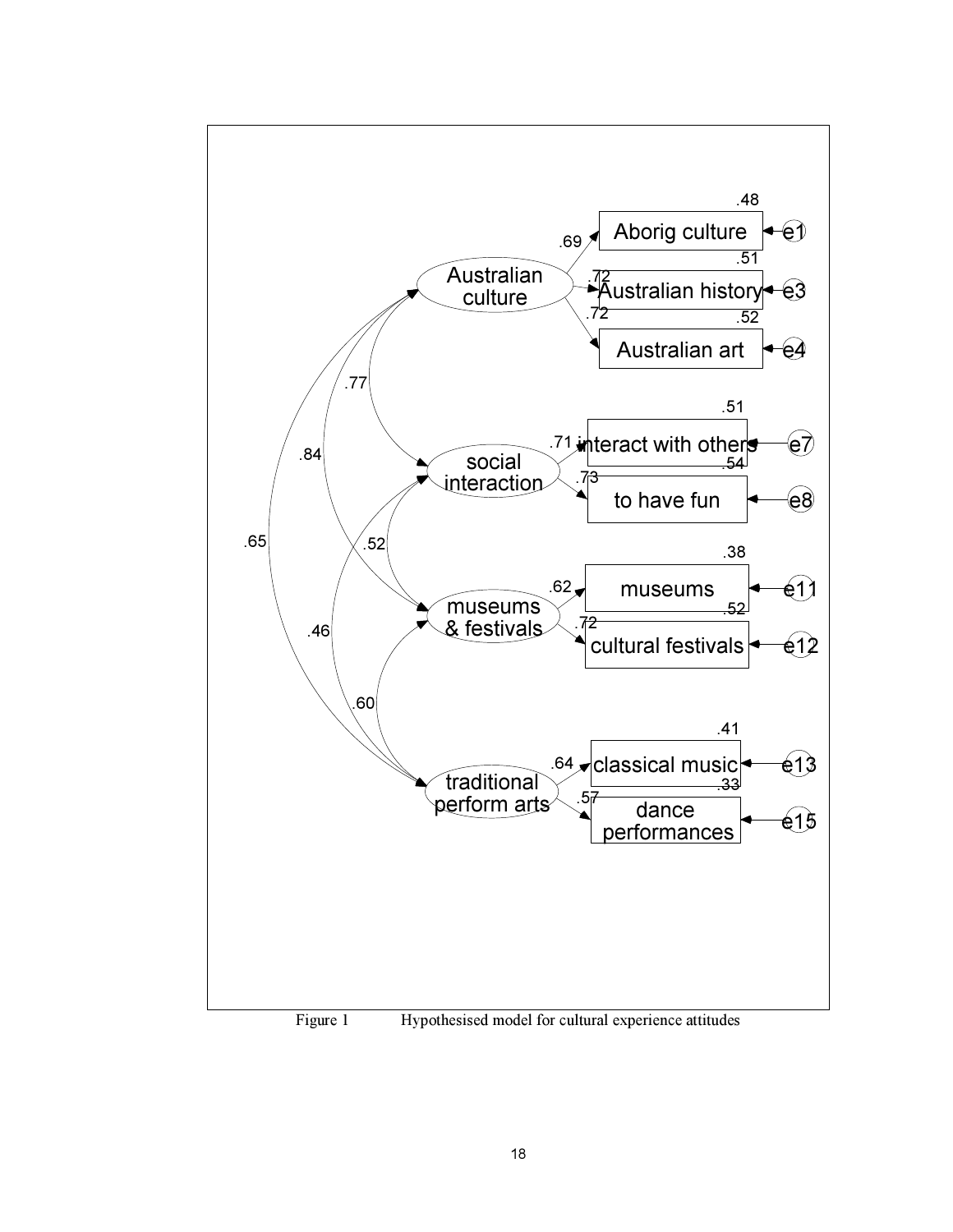.48

Aborig culture

e1

.69

.51

Australian culture

.72

Australian history

e3

.72

.52

Australian art

e4

.77

.51

.71

interact with others

e7

.84

social interaction

.54

.73

to have fun

e8

.65

.52

.38

.62

museums

e11

museums & festivals

.52

.72

cultural festivals

e12

.46

.60

.41

.64

classical music

e13

traditional perform arts

.33

.57

dance performances

e15

Figure 1 Hypothesised model for cultural experience attitudes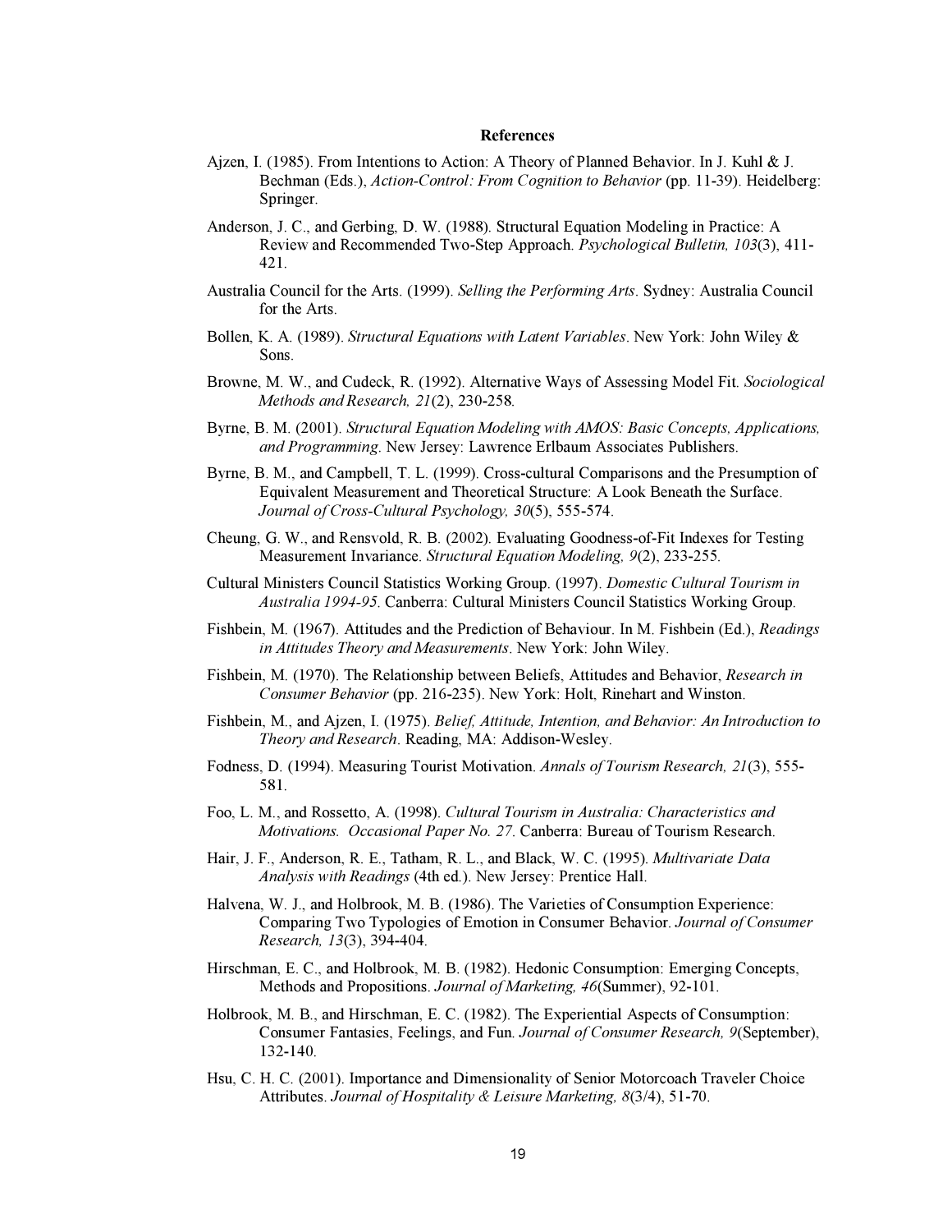**References**

Ajzen, I. (1985). From Intentions to Action: A Theory of Planned Behavior. In J. Kuhl & J. Bechman (Eds.), *Action-Control: From Cognition to Behavior* (pp. 11-39). Heidelberg: Springer.

Anderson, J. C., and Gerbing, D. W. (1988). Structural Equation Modeling in Practice: A Review and Recommended Two-Step Approach. *Psychological Bulletin, 103*(3), 411-421.

Australia Council for the Arts. (1999). *Selling the Performing Arts*. Sydney: Australia Council for the Arts.

Bollen, K. A. (1989). *Structural Equations with Latent Variables*. New York: John Wiley & Sons.

Browne, M. W., and Cudeck, R. (1992). Alternative Ways of Assessing Model Fit. *Sociological Methods and Research, 21*(2), 230-258.

Byrne, B. M. (2001). *Structural Equation Modeling with AMOS: Basic Concepts, Applications, and Programming*. New Jersey: Lawrence Erlbaum Associates Publishers.

Byrne, B. M., and Campbell, T. L. (1999). Cross-cultural Comparisons and the Presumption of Equivalent Measurement and Theoretical Structure: A Look Beneath the Surface. *Journal of Cross-Cultural Psychology, 30*(5), 555-574.

Cheung, G. W., and Rensvold, R. B. (2002). Evaluating Goodness-of-Fit Indexes for Testing Measurement Invariance. *Structural Equation Modeling, 9*(2), 233-255.

Cultural Ministers Council Statistics Working Group. (1997). *Domestic Cultural Tourism in Australia 1994-95*. Canberra: Cultural Ministers Council Statistics Working Group.

Fishbein, M. (1967). Attitudes and the Prediction of Behaviour. In M. Fishbein (Ed.), *Readings in Attitudes Theory and Measurements*. New York: John Wiley.

Fishbein, M. (1970). The Relationship between Beliefs, Attitudes and Behavior, *Research in Consumer Behavior* (pp. 216-235). New York: Holt, Rinehart and Winston.

Fishbein, M., and Ajzen, I. (1975). *Belief, Attitude, Intention, and Behavior: An Introduction to Theory and Research*. Reading, MA: Addison-Wesley.

Fodness, D. (1994). Measuring Tourist Motivation. *Annals of Tourism Research, 21*(3), 555-581.

Foo, L. M., and Rossetto, A. (1998). *Cultural Tourism in Australia: Characteristics and Motivations. Occasional Paper No. 27*. Canberra: Bureau of Tourism Research.

Hair, J. F., Anderson, R. E., Tatham, R. L., and Black, W. C. (1995). *Multivariate Data Analysis with Readings* (4th ed.). New Jersey: Prentice Hall.

Halvena, W. J., and Holbrook, M. B. (1986). The Varieties of Consumption Experience: Comparing Two Typologies of Emotion in Consumer Behavior. *Journal of Consumer Research, 13*(3), 394-404.

Hirschman, E. C., and Holbrook, M. B. (1982). Hedonic Consumption: Emerging Concepts, Methods and Propositions. *Journal of Marketing, 46*(Summer), 92-101.

Holbrook, M. B., and Hirschman, E. C. (1982). The Experiential Aspects of Consumption: Consumer Fantasies, Feelings, and Fun. *Journal of Consumer Research, 9*(September), 132-140.

Hsu, C. H. C. (2001). Importance and Dimensionality of Senior Motorcoach Traveler Choice Attributes. *Journal of Hospitality & Leisure Marketing, 8*(3/4), 51-70.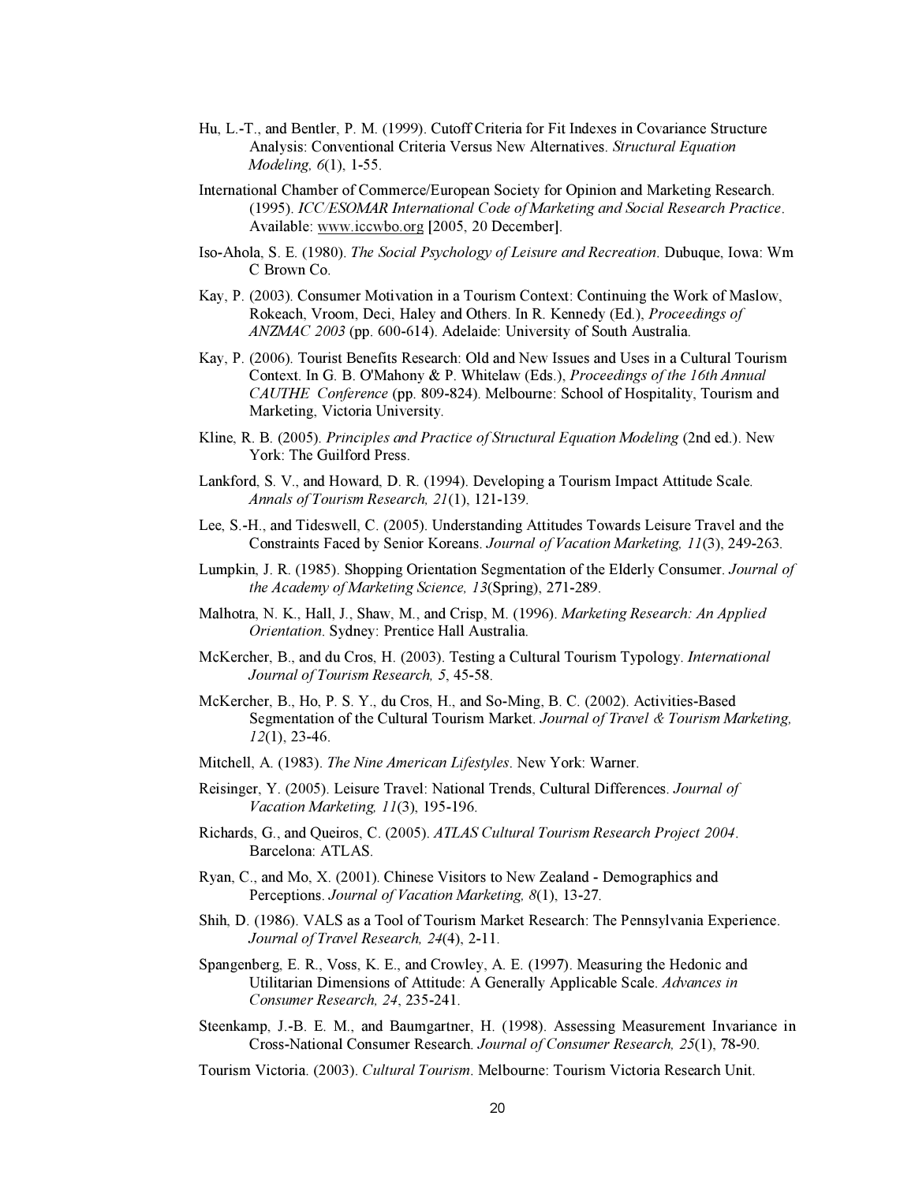Hu, L.-T., and Bentler, P. M. (1999). Cutoff Criteria for Fit Indexes in Covariance Structure Analysis: Conventional Criteria Versus New Alternatives. *Structural Equation Modeling, 6*(1), 1-55.

International Chamber of Commerce/European Society for Opinion and Marketing Research. (1995). *ICC/ESOMAR International Code of Marketing and Social Research Practice*. Available: www.iccwbo.org [2005, 20 December].

Iso-Ahola, S. E. (1980). *The Social Psychology of Leisure and Recreation*. Dubuque, Iowa: Wm C Brown Co.

Kay, P. (2003). Consumer Motivation in a Tourism Context: Continuing the Work of Maslow, Rokeach, Vroom, Deci, Haley and Others. In R. Kennedy (Ed.), *Proceedings of ANZMAC 2003* (pp. 600-614). Adelaide: University of South Australia.

Kay, P. (2006). Tourist Benefits Research: Old and New Issues and Uses in a Cultural Tourism Context. In G. B. O'Mahony & P. Whitelaw (Eds.), *Proceedings of the 16th Annual CAUTHE Conference* (pp. 809-824). Melbourne: School of Hospitality, Tourism and Marketing, Victoria University.

Kline, R. B. (2005). *Principles and Practice of Structural Equation Modeling* (2nd ed.). New York: The Guilford Press.

Lankford, S. V., and Howard, D. R. (1994). Developing a Tourism Impact Attitude Scale. *Annals of Tourism Research, 21*(1), 121-139.

Lee, S.-H., and Tideswell, C. (2005). Understanding Attitudes Towards Leisure Travel and the Constraints Faced by Senior Koreans. *Journal of Vacation Marketing, 11*(3), 249-263.

Lumpkin, J. R. (1985). Shopping Orientation Segmentation of the Elderly Consumer. *Journal of the Academy of Marketing Science, 13*(Spring), 271-289.

Malhotra, N. K., Hall, J., Shaw, M., and Crisp, M. (1996). *Marketing Research: An Applied Orientation*. Sydney: Prentice Hall Australia.

McKercher, B., and du Cros, H. (2003). Testing a Cultural Tourism Typology. *International Journal of Tourism Research, 5*, 45-58.

McKercher, B., Ho, P. S. Y., du Cros, H., and So-Ming, B. C. (2002). Activities-Based Segmentation of the Cultural Tourism Market. *Journal of Travel & Tourism Marketing, 12*(1), 23-46.

Mitchell, A. (1983). *The Nine American Lifestyles*. New York: Warner.

Reisinger, Y. (2005). Leisure Travel: National Trends, Cultural Differences. *Journal of Vacation Marketing, 11*(3), 195-196.

Richards, G., and Queiros, C. (2005). *ATLAS Cultural Tourism Research Project 2004*. Barcelona: ATLAS.

Ryan, C., and Mo, X. (2001). Chinese Visitors to New Zealand - Demographics and Perceptions. *Journal of Vacation Marketing, 8*(1), 13-27.

Shih, D. (1986). VALS as a Tool of Tourism Market Research: The Pennsylvania Experience. *Journal of Travel Research, 24*(4), 2-11.

Spangenberg, E. R., Voss, K. E., and Crowley, A. E. (1997). Measuring the Hedonic and Utilitarian Dimensions of Attitude: A Generally Applicable Scale. *Advances in Consumer Research, 24*, 235-241.

Steenkamp, J.-B. E. M., and Baumgartner, H. (1998). Assessing Measurement Invariance in Cross-National Consumer Research. *Journal of Consumer Research, 25*(1), 78-90.

Tourism Victoria. (2003). *Cultural Tourism*. Melbourne: Tourism Victoria Research Unit.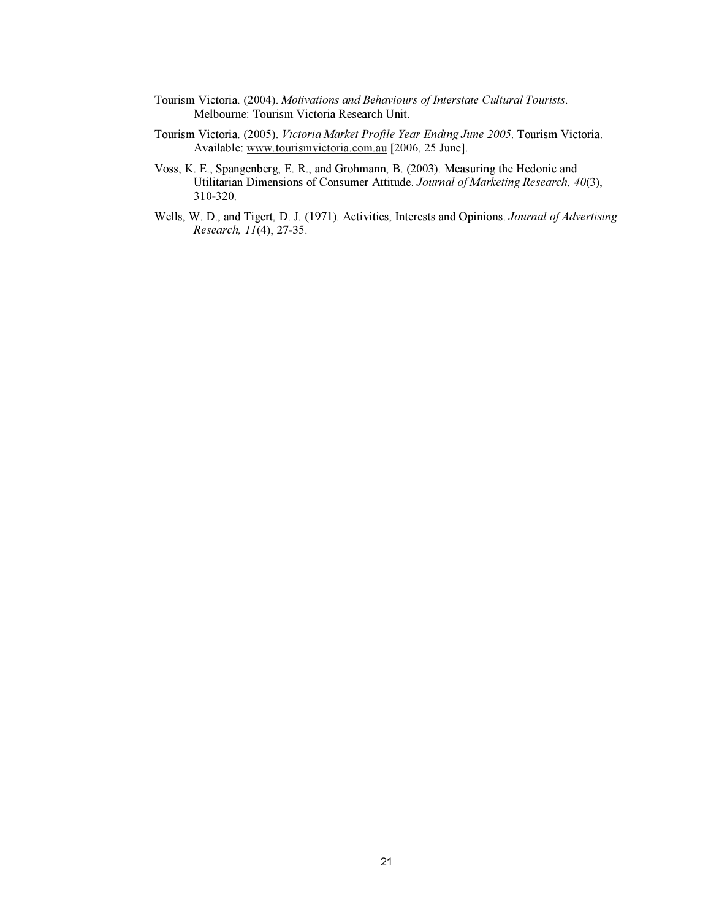Tourism Victoria. (2004). *Motivations and Behaviours of Interstate Cultural Tourists*. Melbourne: Tourism Victoria Research Unit.

Tourism Victoria. (2005). *Victoria Market Profile Year Ending June 2005*. Tourism Victoria. Available: www.tourismvictoria.com.au [2006, 25 June].

Voss, K. E., Spangenberg, E. R., and Grohmann, B. (2003). Measuring the Hedonic and Utilitarian Dimensions of Consumer Attitude. *Journal of Marketing Research, 40*(3), 310-320.

Wells, W. D., and Tigert, D. J. (1971). Activities, Interests and Opinions. *Journal of Advertising Research, 11*(4), 27-35.